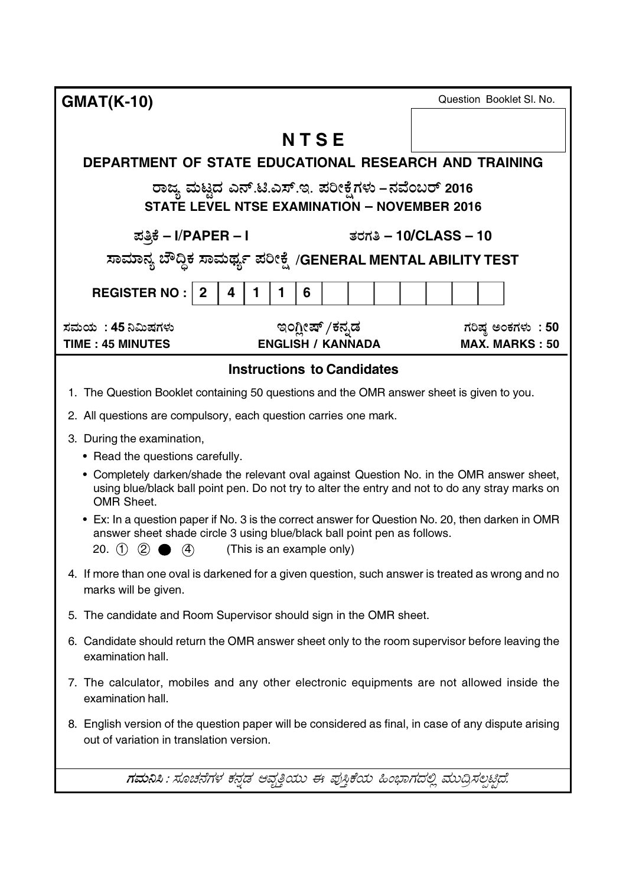**GMAT(K-10)**

Question Booklet Sl. No.

# N T S E

## DEPARTMENT OF STATE EDUCATIONAL RESEARCH AND TRAINING

**ರಾಜ್ಯ ಮಟ್ಟದ ಎನ್.ಟಿ.ಎಸ್.ಇ. ಪರೀಕ್ಷೆಗಳು – ನವೆಂಬರ್ 2016**

**STATE LEVEL NTSE EXAMINATION – NOVEMBER 2016**

**ಪತ್ರಿಕೆ – I/PAPER – I** **ತರಗತಿ – 10/CLASS – 10**

**ಸಾಮಾನ್ಯ ಬೌದ್ಧಿಕ ಸಾಮರ್ಥ್ಯ ಪರೀಕ್ಷೆ /GENERAL MENTAL ABILITY TEST**

| REGISTER NO : | 2 | 4 | 1 | 1 | 6 | | | | | | | | | |
|---|---|---|---|---|---|---|---|---|---|---|---|---|---|---|

| ಸಮಯ : 45 ನಿಮಿಷಗಳು | ಇಂಗ್ಲೀಷ್ /ಕನ್ನಡ | ಗರಿಷ್ಠ ಅಂಕಗಳು : 50 |
|---|---|---|
| **TIME : 45 MINUTES** | **ENGLISH / KANNADA** | **MAX. MARKS : 50** |

### Instructions to Candidates

1. The Question Booklet containing 50 questions and the OMR answer sheet is given to you.
2. All questions are compulsory, each question carries one mark.
3. During the examination,
   - Read the questions carefully.
   - Completely darken/shade the relevant oval against Question No. in the OMR answer sheet, using blue/black ball point pen. Do not try to alter the entry and not to do any stray marks on OMR Sheet.
   - Ex: In a question paper if No. 3 is the correct answer for Question No. 20, then darken in OMR answer sheet shade circle 3 using blue/black ball point pen as follows.

     20. ① ② ● ④ (This is an example only)
4. If more than one oval is darkened for a given question, such answer is treated as wrong and no marks will be given.
5. The candidate and Room Supervisor should sign in the OMR sheet.
6. Candidate should return the OMR answer sheet only to the room supervisor before leaving the examination hall.
7. The calculator, mobiles and any other electronic equipments are not allowed inside the examination hall.
8. English version of the question paper will be considered as final, in case of any dispute arising out of variation in translation version.

***ಗಮನಿಸಿ :*** *ಸೂಚನೆಗಳ ಕನ್ನಡ ಆವೃತ್ತಿಯು ಈ ಪುಸ್ತಿಕೆಯ ಹಿಂಭಾಗದಲ್ಲಿ ಮುದ್ರಿಸಲ್ಪಟ್ಟಿದೆ.*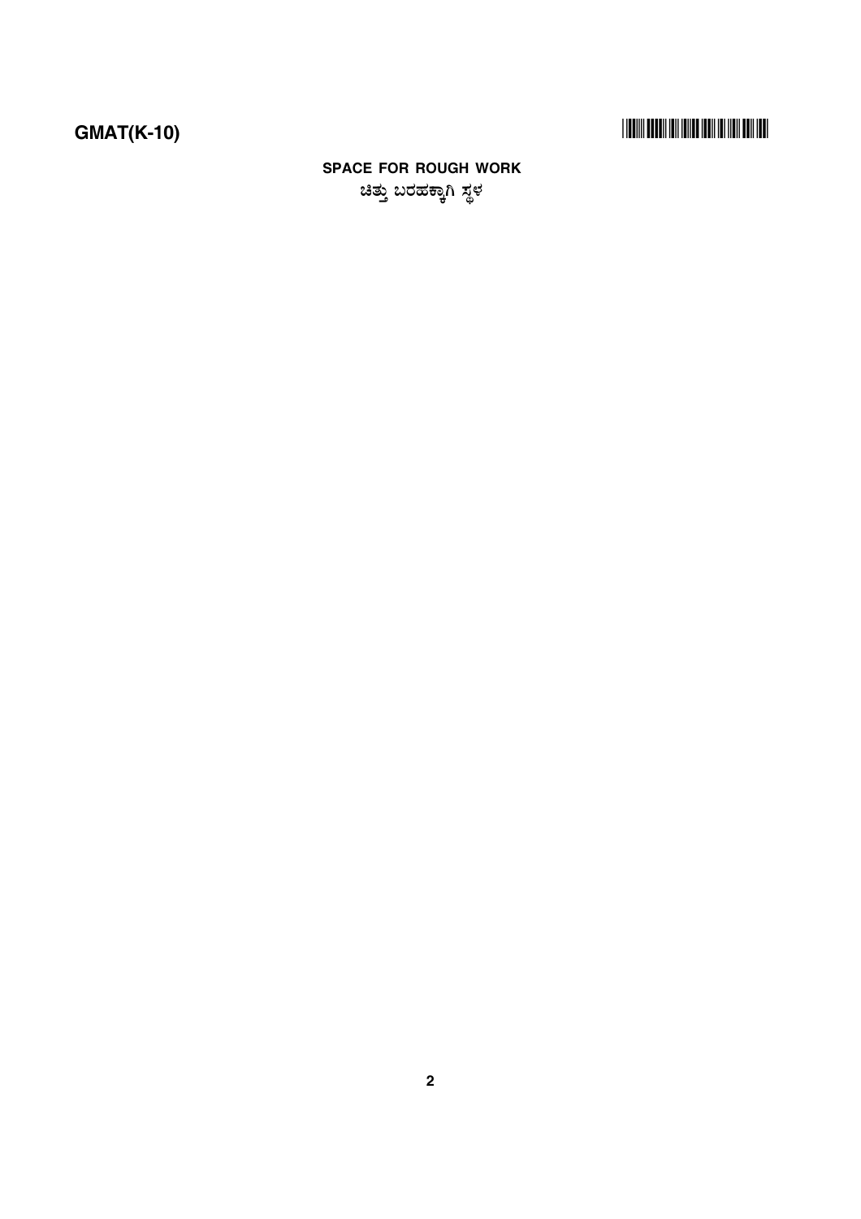**SPACE FOR ROUGH WORK**

**ಚಿತ್ತು ಬರಹಕ್ಕಾಗಿ ಸ್ಥಳ**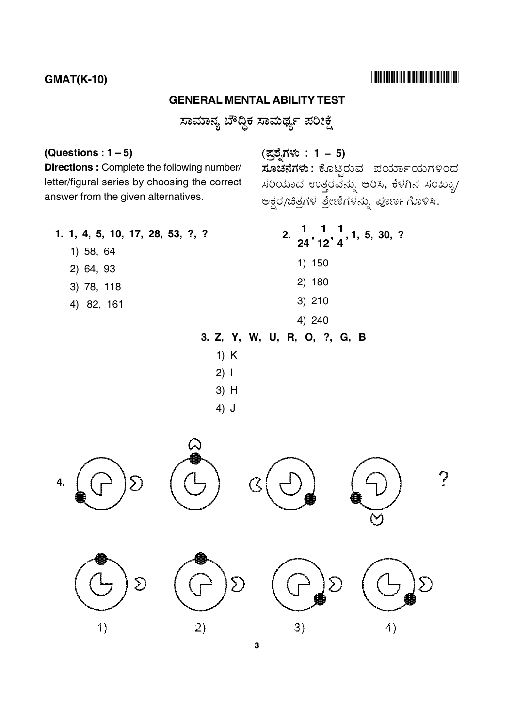**GMAT(K-10)**

## GENERAL MENTAL ABILITY TEST

## ಸಾಮಾನ್ಯ ಬೌದ್ಧಿಕ ಸಾಮರ್ಥ್ಯ ಪರೀಕ್ಷೆ

**(Questions : 1 – 5)**

**Directions :** Complete the following number/letter/figural series by choosing the correct answer from the given alternatives.

**(ಪ್ರಶ್ನೆಗಳು : 1 – 5)**

**ಸೂಚನೆಗಳು :** ಕೊಟ್ಟಿರುವ ಪರ್ಯಾಯಗಳಿಂದ ಸರಿಯಾದ ಉತ್ತರವನ್ನು ಆರಿಸಿ, ಕೆಳಗಿನ ಸಂಖ್ಯಾ/ಅಕ್ಷರ/ಚಿತ್ರಗಳ ಶ್ರೇಣಿಗಳನ್ನು ಪೂರ್ಣಗೊಳಿಸಿ.

**1. 1, 4, 5, 10, 17, 28, 53, ?, ?**

1) 58, 64
2) 64, 93
3) 78, 118
4) 82, 161

**2.** $\frac{1}{24}, \frac{1}{12}, \frac{1}{4}$**, 1, 5, 30, ?**

1) 150
2) 180
3) 210
4) 240

**3. Z, Y, W, U, R, O, ?, G, B**

1) K
2) I
3) H
4) J

**4.** ?

1) 2) 3) 4)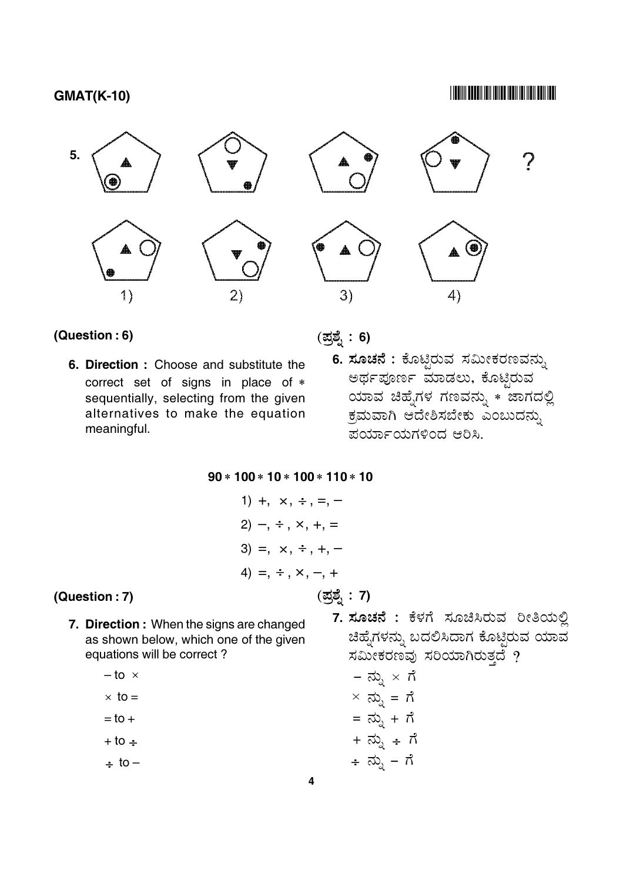5. ?

1) 2) 3) 4)

**(Question : 6)**

**6. Direction :** Choose and substitute the correct set of signs in place of * sequentially, selecting from the given alternatives to make the equation meaningful.

**(ಪ್ರಶ್ನೆ : 6)**

**6. ಸೂಚನೆ :** ಕೊಟ್ಟಿರುವ ಸಮೀಕರಣವನ್ನು ಅರ್ಥಪೂರ್ಣ ಮಾಡಲು, ಕೊಟ್ಟಿರುವ ಯಾವ ಚಿಹ್ನೆಗಳ ಗಣವನ್ನು * ಜಾಗದಲ್ಲಿ ಕ್ರಮವಾಗಿ ಆದೇಶಿಸಬೇಕು ಎಂಬುದನ್ನು ಪರ್ಯಾಯಗಳಿಂದ ಆರಿಸಿ.

**90 * 100 * 10 * 100 * 110 * 10**

1) +, ×, ÷, =, −
2) −, ÷, ×, +, =
3) =, ×, ÷, +, −
4) =, ÷, ×, −, +

**(Question : 7)**

**7. Direction :** When the signs are changed as shown below, which one of the given equations will be correct ?

− to ×

× to =

= to +

+ to ÷

÷ to −

**(ಪ್ರಶ್ನೆ : 7)**

**7. ಸೂಚನೆ :** ಕೆಳಗೆ ಸೂಚಿಸಿರುವ ರೀತಿಯಲ್ಲಿ ಚಿಹ್ನೆಗಳನ್ನು ಬದಲಿಸಿದಾಗ ಕೊಟ್ಟಿರುವ ಯಾವ ಸಮೀಕರಣವು ಸರಿಯಾಗಿರುತ್ತದೆ ?

− ನ್ನು × ಗೆ

× ನ್ನು = ಗೆ

= ನ್ನು + ಗೆ

+ ನ್ನು ÷ ಗೆ

÷ ನ್ನು − ಗೆ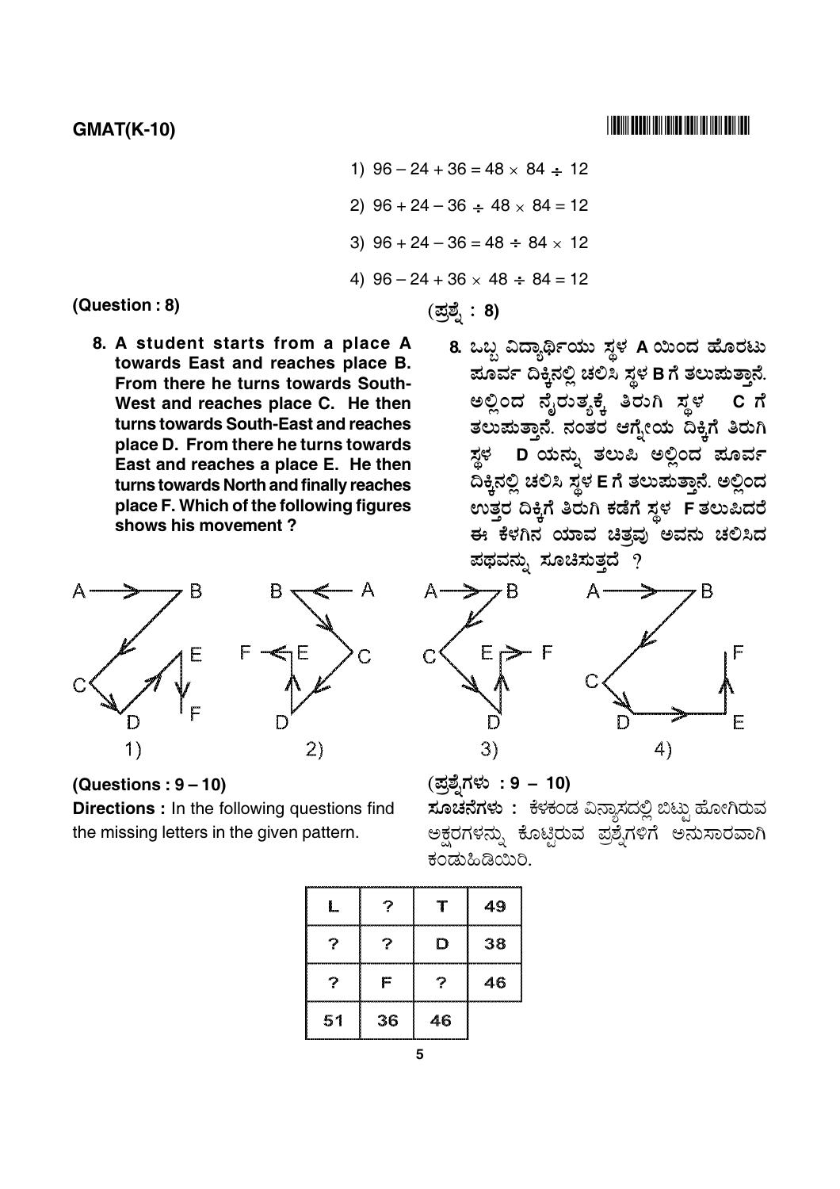1) $96 - 24 + 36 = 48 \times 84 \div 12$

2) $96 + 24 - 36 \div 48 \times 84 = 12$

3) $96 + 24 - 36 = 48 \div 84 \times 12$

4) $96 - 24 + 36 \times 48 \div 84 = 12$

**(Question : 8)**

**8. A student starts from a place A towards East and reaches place B. From there he turns towards South-West and reaches place C. He then turns towards South-East and reaches place D. From there he turns towards East and reaches a place E. He then turns towards North and finally reaches place F. Which of the following figures shows his movement ?**

**(ಪ್ರಶ್ನೆ : 8)**

**8. ಒಬ್ಬ ವಿದ್ಯಾರ್ಥಿಯು ಸ್ಥಳ A ಯಿಂದ ಹೊರಟು ಪೂರ್ವ ದಿಕ್ಕಿನಲ್ಲಿ ಚಲಿಸಿ ಸ್ಥಳ B ಗೆ ತಲುಪುತ್ತಾನೆ. ಅಲ್ಲಿಂದ ನೈರುತ್ಯಕ್ಕೆ ತಿರುಗಿ ಸ್ಥಳ C ಗೆ ತಲುಪುತ್ತಾನೆ. ನಂತರ ಆಗ್ನೇಯ ದಿಕ್ಕಿಗೆ ತಿರುಗಿ ಸ್ಥಳ D ಯನ್ನು ತಲುಪಿ ಅಲ್ಲಿಂದ ಪೂರ್ವ ದಿಕ್ಕಿನಲ್ಲಿ ಚಲಿಸಿ ಸ್ಥಳ E ಗೆ ತಲುಪುತ್ತಾನೆ. ಅಲ್ಲಿಂದ ಉತ್ತರ ದಿಕ್ಕಿಗೆ ತಿರುಗಿ ಕಡೆಗೆ ಸ್ಥಳ F ತಲುಪಿದರೆ ಈ ಕೆಳಗಿನ ಯಾವ ಚಿತ್ರವು ಅವನು ಚಲಿಸಿದ ಪಥವನ್ನು ಸೂಚಿಸುತ್ತದೆ ?**

1) 2) 3) 4)

**(Questions : 9 – 10)**

**Directions :** In the following questions find the missing letters in the given pattern.

**(ಪ್ರಶ್ನೆಗಳು : 9 – 10)**

**ಸೂಚನೆಗಳು :** ಕೆಳಕಂಡ ವಿನ್ಯಾಸದಲ್ಲಿ ಬಿಟ್ಟು ಹೋಗಿರುವ ಅಕ್ಷರಗಳನ್ನು ಕೊಟ್ಟಿರುವ ಪ್ರಶ್ನೆಗಳಿಗೆ ಅನುಸಾರವಾಗಿ ಕಂಡುಹಿಡಿಯಿರಿ.

| L | ? | T | 49 |
|---|---|---|---|
| ? | ? | D | 38 |
| ? | F | ? | 46 |
| 51 | 36 | 46 | |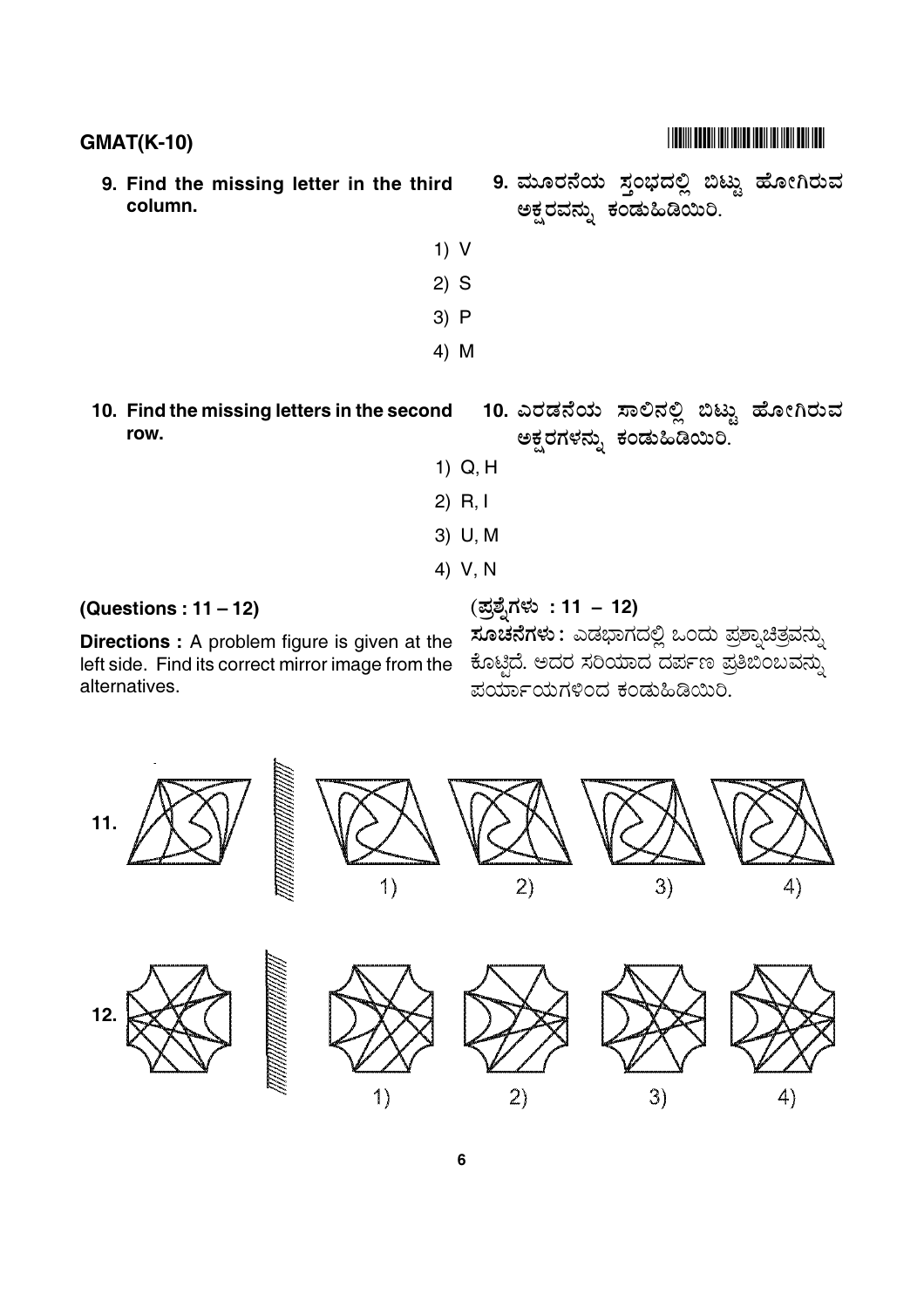9. **Find the missing letter in the third column.**

9. **ಮೂರನೆಯ ಸ್ತಂಭದಲ್ಲಿ ಬಿಟ್ಟು ಹೋಗಿರುವ ಅಕ್ಷರವನ್ನು ಕಂಡುಹಿಡಿಯಿರಿ.**

1) V
2) S
3) P
4) M

10. **Find the missing letters in the second row.**

10. **ಎರಡನೆಯ ಸಾಲಿನಲ್ಲಿ ಬಿಟ್ಟು ಹೋಗಿರುವ ಅಕ್ಷರಗಳನ್ನು ಕಂಡುಹಿಡಿಯಿರಿ.**

1) Q, H
2) R, I
3) U, M
4) V, N

**(Questions : 11 – 12)**

**Directions :** A problem figure is given at the left side. Find its correct mirror image from the alternatives.

**(ಪ್ರಶ್ನೆಗಳು : 11 – 12)**

**ಸೂಚನೆಗಳು :** ಎಡಭಾಗದಲ್ಲಿ ಒಂದು ಪ್ರಶ್ನಾಚಿತ್ರವನ್ನು ಕೊಟ್ಟಿದೆ. ಅದರ ಸರಿಯಾದ ದರ್ಪಣ ಪ್ರತಿಬಿಂಬವನ್ನು ಪರ್ಯಾಯಗಳಿಂದ ಕಂಡುಹಿಡಿಯಿರಿ.

11. 1) 2) 3) 4)

12. 1) 2) 3) 4)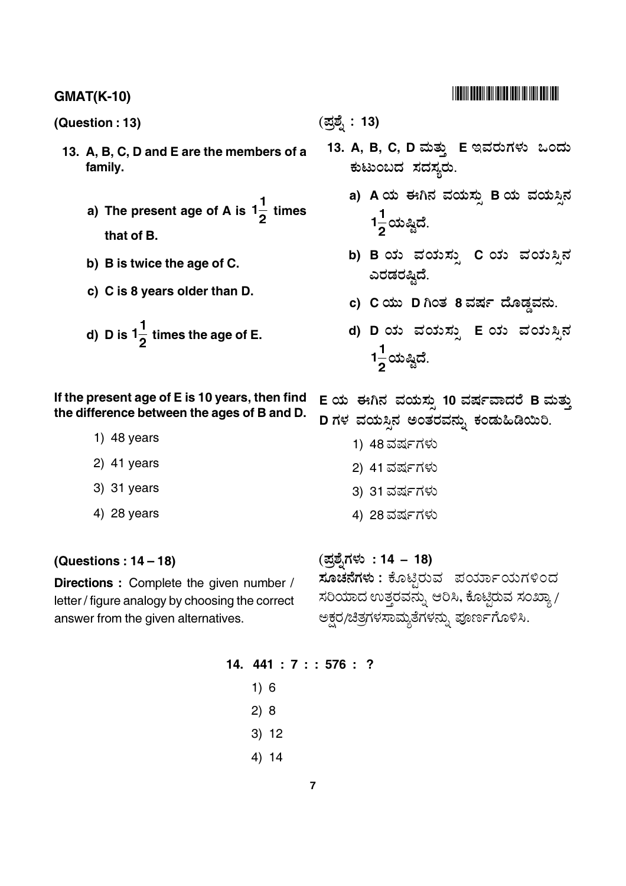GMAT(K-10)

(Question : 13)

13. A, B, C, D and E are the members of a family.

a) The present age of A is $1\frac{1}{2}$ times that of B.

b) B is twice the age of C.

c) C is 8 years older than D.

d) D is $1\frac{1}{2}$ times the age of E.

If the present age of E is 10 years, then find the difference between the ages of B and D.

1) 48 years

2) 41 years

3) 31 years

4) 28 years

(ಪ್ರಶ್ನೆ : 13)

13. A, B, C, D ಮತ್ತು E ಇವರುಗಳು ಒಂದು ಕುಟುಂಬದ ಸದಸ್ಯರು.

a) A ಯ ಈಗಿನ ವಯಸ್ಸು B ಯ ವಯಸ್ಸಿನ $1\frac{1}{2}$ ಯಷ್ಟಿದೆ.

b) B ಯ ವಯಸ್ಸು C ಯ ವಯುಸ್ಸಿನ ಎರಡರಷ್ಟಿದೆ.

c) C ಯು D ಗಿಂತ 8 ವರ್ಷ ದೊಡ್ಡವನು.

d) D ಯ ವಯುಸ್ಸು E ಯ ವಯುಸ್ಸಿನ $1\frac{1}{2}$ ಯಷ್ಟಿದೆ.

E ಯ ಈಗಿನ ವಯಸ್ಸು 10 ವರ್ಷವಾದರೆ B ಮತ್ತು D ಗಳ ವಯಸ್ಸಿನ ಅಂತರವನ್ನು ಕಂಡುಹಿಡಿಯಿರಿ.

1) 48 ವರ್ಷಗಳು

2) 41 ವರ್ಷಗಳು

3) 31 ವರ್ಷಗಳು

4) 28 ವರ್ಷಗಳು

(Questions : 14 – 18)

**Directions :** Complete the given number / letter / figure analogy by choosing the correct answer from the given alternatives.

(ಪ್ರಶ್ನೆಗಳು : 14 – 18)

**ಸೂಚನೆಗಳು :** ಕೊಟ್ಟಿರುವ ಪರ್ಯಾಯಗಳಿಂದ ಸರಿಯಾದ ಉತ್ತರವನ್ನು ಆರಿಸಿ, ಕೊಟ್ಟಿರುವ ಸಂಖ್ಯಾ / ಅಕ್ಷರ/ಚಿತ್ರಗಳಸಾಮ್ಯತೆಗಳನ್ನು ಪೂರ್ಣಗೊಳಿಸಿ.

14. 441 : 7 : : 576 : ?

1) 6

2) 8

3) 12

4) 14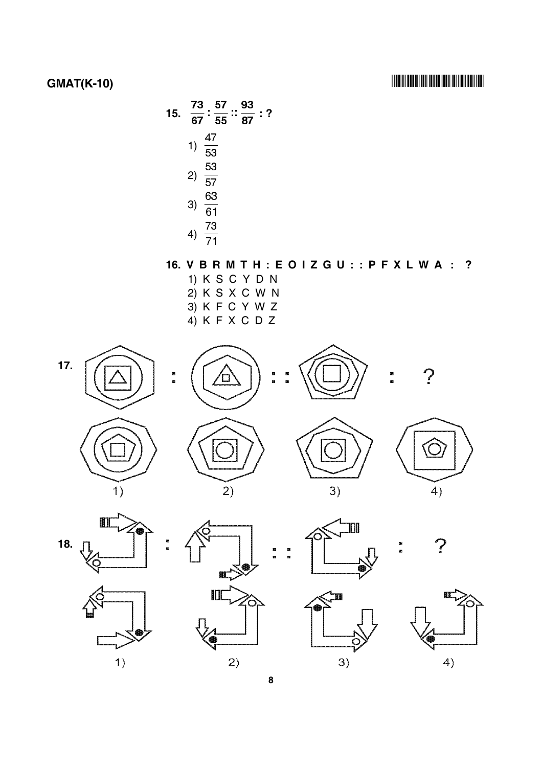15. $\frac{73}{67} : \frac{57}{55} :: \frac{93}{87} : ?$

1) $\frac{47}{53}$
2) $\frac{53}{57}$
3) $\frac{63}{61}$
4) $\frac{73}{71}$

**16. V B R M T H : E O I Z G U : : P F X L W A : ?**

1) K S C Y D N
2) K S X C W N
3) K F C Y W Z
4) K F X C D Z

**17.**

1) 2) 3) 4)

**18.**

1) 2) 3) 4)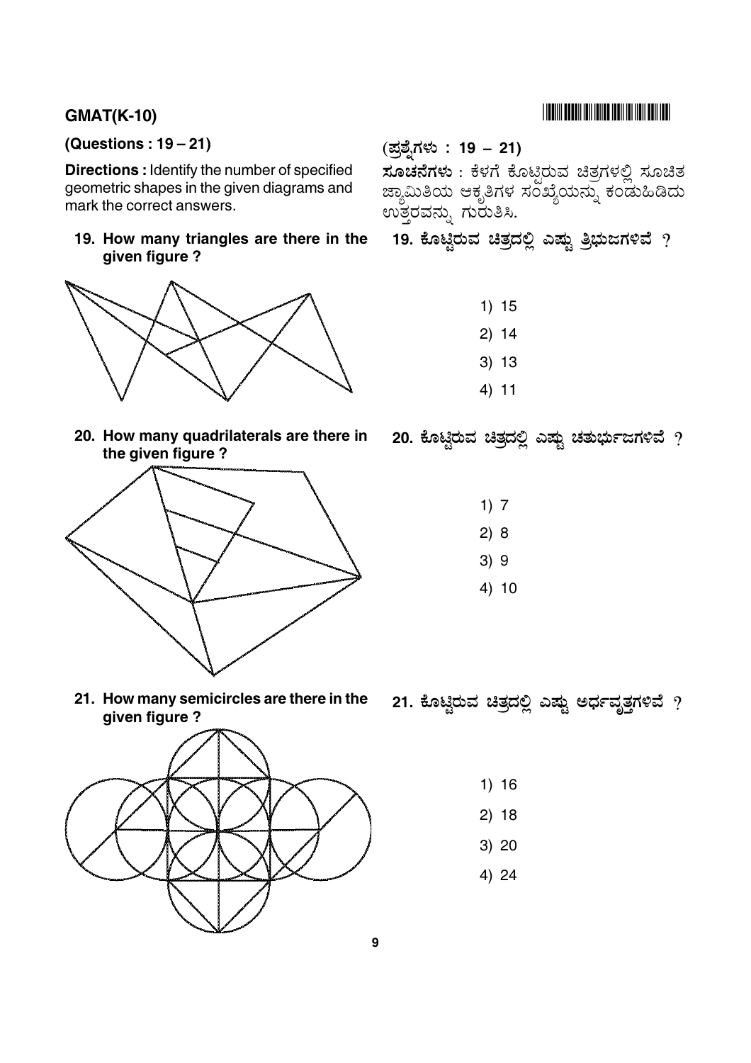**(Questions : 19 – 21)**

**Directions :** Identify the number of specified geometric shapes in the given diagrams and mark the correct answers.

**(ಪ್ರಶ್ನೆಗಳು : 19 – 21)**

**ಸೂಚನೆಗಳು** : ಕೆಳಗೆ ಕೊಟ್ಟಿರುವ ಚಿತ್ರಗಳಲ್ಲಿ ಸೂಚಿತ ಜ್ಯಾಮಿತಿಯ ಆಕೃತಿಗಳ ಸಂಖ್ಯೆಯನ್ನು ಕಂಡುಹಿಡಿದು ಉತ್ತರವನ್ನು ಗುರುತಿಸಿ.

**19. How many triangles are there in the given figure ?**

**19. ಕೊಟ್ಟಿರುವ ಚಿತ್ರದಲ್ಲಿ ಎಷ್ಟು ತ್ರಿಭುಜಗಳಿವೆ ?**

1) 15
2) 14
3) 13
4) 11

**20. How many quadrilaterals are there in the given figure ?**

**20. ಕೊಟ್ಟಿರುವ ಚಿತ್ರದಲ್ಲಿ ಎಷ್ಟು ಚತುರ್ಭುಜಗಳಿವೆ ?**

1) 7
2) 8
3) 9
4) 10

**21. How many semicircles are there in the given figure ?**

**21. ಕೊಟ್ಟಿರುವ ಚಿತ್ರದಲ್ಲಿ ಎಷ್ಟು ಅರ್ಧವೃತ್ತಗಳಿವೆ ?**

1) 16
2) 18
3) 20
4) 24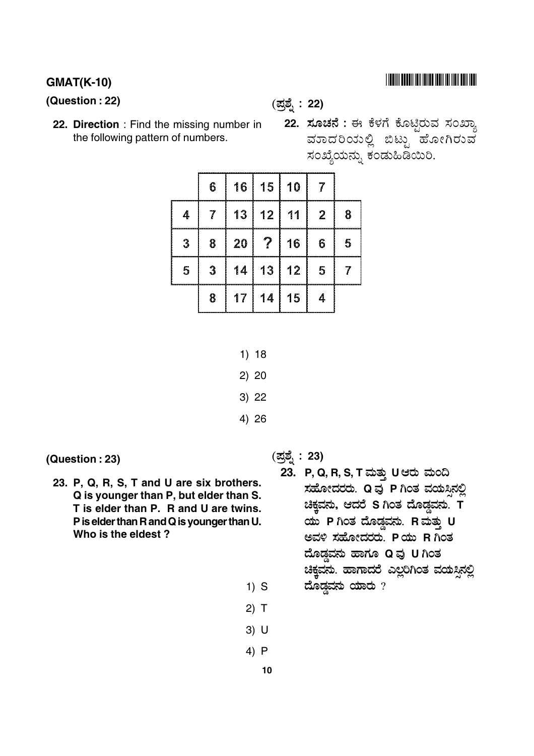**GMAT(K-10)**

**(Question : 22)**

**22. Direction** : Find the missing number in the following pattern of numbers.

(ಪ್ರಶ್ನೆ : 22)

**22. ಸೂಚನೆ :** ಈ ಕೆಳಗೆ ಕೊಟ್ಟಿರುವ ಸಂಖ್ಯಾ ವಿನ್ಯಾಸದಲ್ಲಿ ಬಿಟ್ಟು ಹೋಗಿರುವ ಸಂಖ್ಯೆಯನ್ನು ಕಂಡುಹಿಡಿಯಿರಿ.

| | | | | | | |
|---|---|---|---|---|---|---|
| | 6 | 16 | 15 | 10 | 7 | |
| 4 | 7 | 13 | 12 | 11 | 2 | 8 |
| 3 | 8 | 20 | ? | 16 | 6 | 5 |
| 5 | 3 | 14 | 13 | 12 | 5 | 7 |
| | 8 | 17 | 14 | 15 | 4 | |

1) 18

2) 20

3) 22

4) 26

**(Question : 23)**

**23. P, Q, R, S, T and U are six brothers. Q is younger than P, but elder than S. T is elder than P. R and U are twins. P is elder than R and Q is younger than U. Who is the eldest ?**

(ಪ್ರಶ್ನೆ : 23)

**23. P, Q, R, S, T ಮತ್ತು U ಆರು ಮಂದಿ ಸಹೋದರರು. Q ವು P ಗಿಂತ ವಯಸ್ಸಿನಲ್ಲಿ ಚಿಕ್ಕವನು, ಆದರೆ S ಗಿಂತ ದೊಡ್ಡವನು. T ಯು P ಗಿಂತ ದೊಡ್ಡವನು. R ಮತ್ತು U ಅವಳಿ ಸಹೋದರರು. P ಯು R ಗಿಂತ ದೊಡ್ಡವನು ಹಾಗೂ Q ವು U ಗಿಂತ ಚಿಕ್ಕವನು. ಹಾಗಾದರೆ ಎಲ್ಲರಿಗಿಂತ ವಯಸ್ಸಿನಲ್ಲಿ ದೊಡ್ಡವನು ಯಾರು ?**

1) S

2) T

3) U

4) P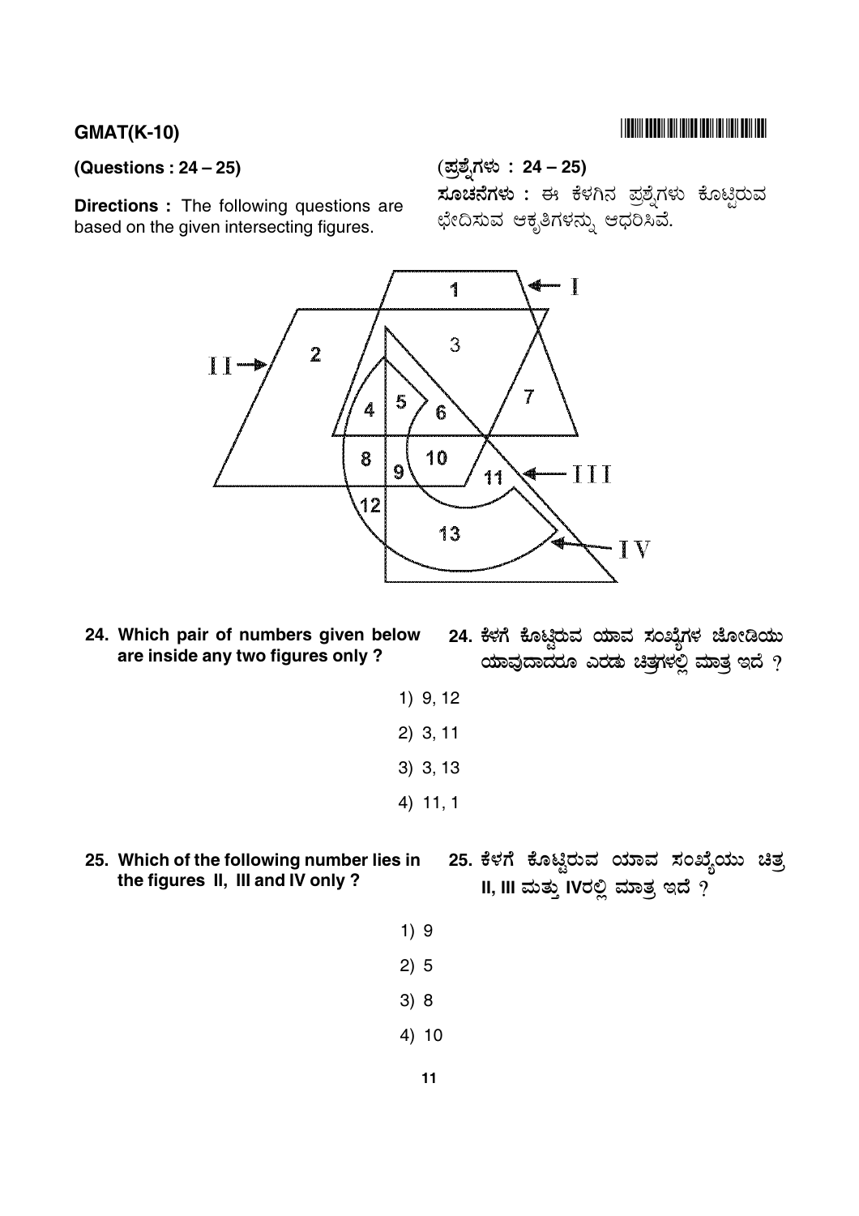(Questions : 24 – 25)

**Directions :** The following questions are based on the given intersecting figures.

(ಪ್ರಶ್ನೆಗಳು : 24 – 25)

**ಸೂಚನೆಗಳು :** ಈ ಕೆಳಗಿನ ಪ್ರಶ್ನೆಗಳು ಕೊಟ್ಟಿರುವ ಛೇದಿಸುವ ಆಕೃತಿಗಳನ್ನು ಆಧರಿಸಿವೆ.

**24. Which pair of numbers given below are inside any two figures only ?**

**24. ಕೆಳಗೆ ಕೊಟ್ಟಿರುವ ಯಾವ ಸಂಖ್ಯೆಗಳ ಜೋಡಿಯು ಯಾವುದಾದರೂ ಎರಡು ಚಿತ್ರಗಳಲ್ಲಿ ಮಾತ್ರ ಇದೆ ?**

1) 9, 12

2) 3, 11

3) 3, 13

4) 11, 1

**25. Which of the following number lies in the figures II, III and IV only ?**

**25. ಕೆಳಗೆ ಕೊಟ್ಟಿರುವ ಯಾವ ಸಂಖ್ಯೆಯು ಚಿತ್ರ II, III ಮತ್ತು IVರಲ್ಲಿ ಮಾತ್ರ ಇದೆ ?**

1) 9

2) 5

3) 8

4) 10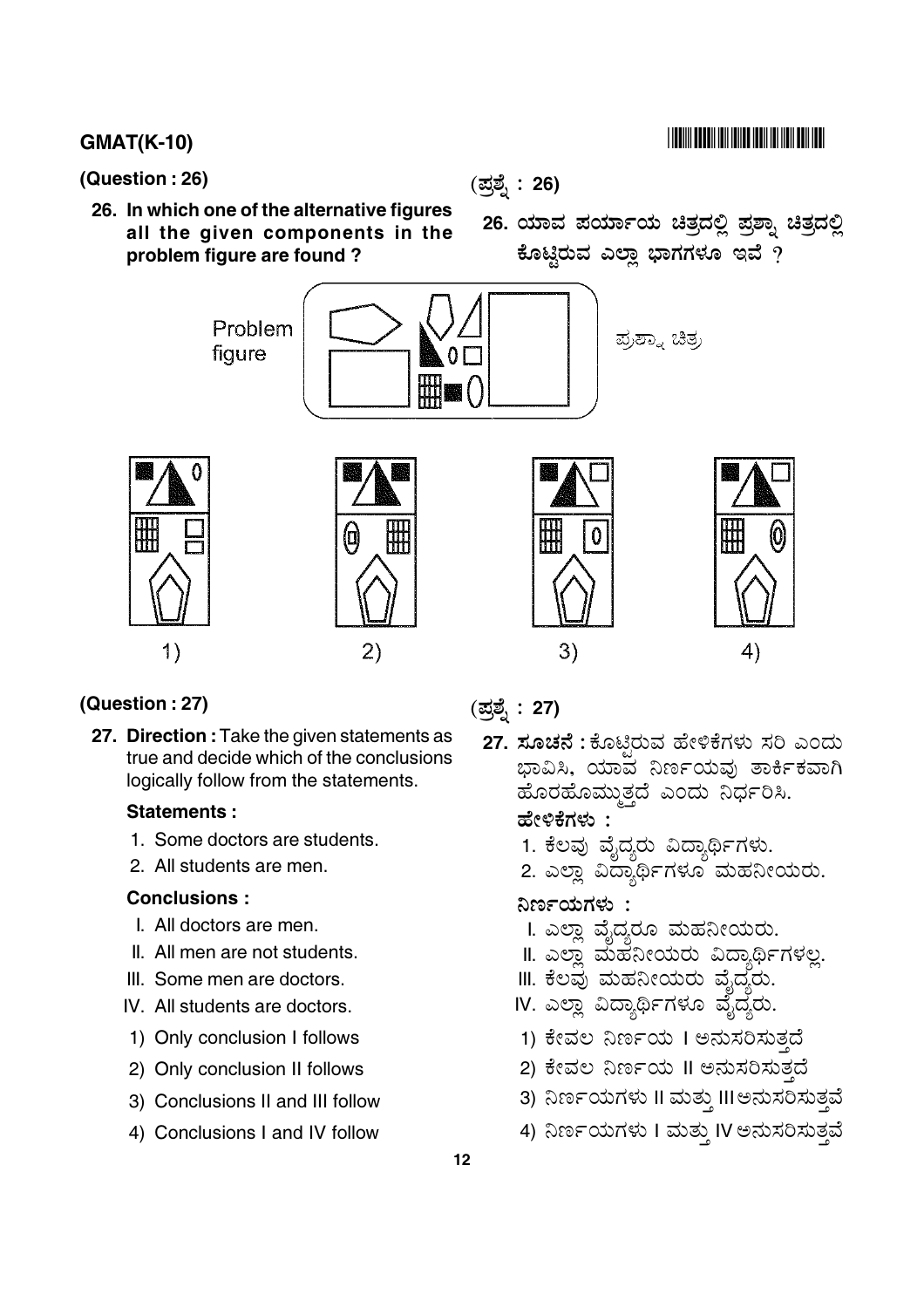**(Question : 26)**

**(ಪ್ರಶ್ನೆ : 26)**

**26. In which one of the alternative figures all the given components in the problem figure are found ?**

**26. ಯಾವ ಪರ್ಯಾಯ ಚಿತ್ರದಲ್ಲಿ ಪ್ರಶ್ನಾ ಚಿತ್ರದಲ್ಲಿ ಕೊಟ್ಟಿರುವ ಎಲ್ಲಾ ಭಾಗಗಳೂ ಇವೆ ?**

Problem figure

ಪ್ರಶ್ನಾ ಚಿತ್ರ

1)

2)

3)

4)

**(Question : 27)**

**(ಪ್ರಶ್ನೆ : 27)**

**27. Direction :** Take the given statements as true and decide which of the conclusions logically follow from the statements.

**Statements :**

1. Some doctors are students.
2. All students are men.

**Conclusions :**

I. All doctors are men.

II. All men are not students.

III. Some men are doctors.

IV. All students are doctors.

1) Only conclusion I follows
2) Only conclusion II follows
3) Conclusions II and III follow
4) Conclusions I and IV follow

**27. ಸೂಚನೆ :** ಕೊಟ್ಟಿರುವ ಹೇಳಿಕೆಗಳು ಸರಿ ಎಂದು ಭಾವಿಸಿ, ಯಾವ ನಿರ್ಣಯವು ತಾರ್ಕಿಕವಾಗಿ ಹೊರಹೊಮ್ಮುತ್ತದೆ ಎಂದು ನಿರ್ಧರಿಸಿ.

**ಹೇಳಿಕೆಗಳು :**

1. ಕೆಲವು ವೈದ್ಯರು ವಿದ್ಯಾರ್ಥಿಗಳು.
2. ಎಲ್ಲಾ ವಿದ್ಯಾರ್ಥಿಗಳೂ ಮಹನೀಯರು.

**ನಿರ್ಣಯಗಳು :**

I. ಎಲ್ಲಾ ವೈದ್ಯರೂ ಮಹನೀಯರು.

II. ಎಲ್ಲಾ ಮಹನೀಯರು ವಿದ್ಯಾರ್ಥಿಗಳಲ್ಲ.

III. ಕೆಲವು ಮಹನೀಯರು ವೈದ್ಯರು.

IV. ಎಲ್ಲಾ ವಿದ್ಯಾರ್ಥಿಗಳೂ ವೈದ್ಯರು.

1) ಕೇವಲ ನಿರ್ಣಯ I ಅನುಸರಿಸುತ್ತದೆ
2) ಕೇವಲ ನಿರ್ಣಯ II ಅನುಸರಿಸುತ್ತದೆ
3) ನಿರ್ಣಯಗಳು II ಮತ್ತು III ಅನುಸರಿಸುತ್ತವೆ
4) ನಿರ್ಣಯಗಳು I ಮತ್ತು IV ಅನುಸರಿಸುತ್ತವೆ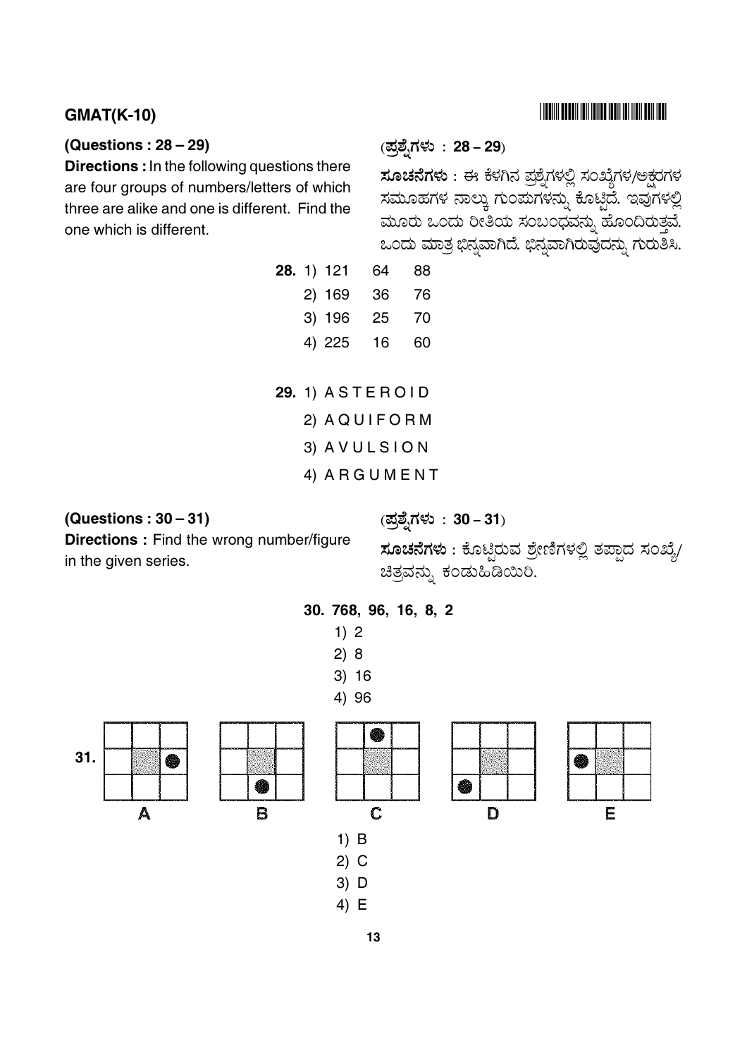**(Questions : 28 – 29)**

**Directions :** In the following questions there are four groups of numbers/letters of which three are alike and one is different. Find the one which is different.

**(ಪ್ರಶ್ನೆಗಳು : 28 – 29)**

**ಸೂಚನೆಗಳು :** ಈ ಕೆಳಗಿನ ಪ್ರಶ್ನೆಗಳಲ್ಲಿ ಸಂಖ್ಯೆಗಳ/ಅಕ್ಷರಗಳ ಸಮೂಹಗಳ ನಾಲ್ಕು ಗುಂಪುಗಳನ್ನು ಕೊಟ್ಟಿದೆ. ಇವುಗಳಲ್ಲಿ ಮೂರು ಒಂದು ರೀತಿಯ ಸಂಬಂಧವನ್ನು ಹೊಂದಿರುತ್ತವೆ. ಒಂದು ಮಾತ್ರ ಭಿನ್ನವಾಗಿದೆ. ಭಿನ್ನವಾಗಿರುವುದನ್ನು ಗುರುತಿಸಿ.

**28.** 1) 121 64 88
2) 169 36 76
3) 196 25 70
4) 225 16 60

**29.** 1) A S T E R O I D
2) A Q U I F O R M
3) A V U L S I O N
4) A R G U M E N T

**(Questions : 30 – 31)**

**Directions :** Find the wrong number/figure in the given series.

**(ಪ್ರಶ್ನೆಗಳು : 30 – 31)**

**ಸೂಚನೆಗಳು :** ಕೊಟ್ಟಿರುವ ಶ್ರೇಣಿಗಳಲ್ಲಿ ತಪ್ಪಾದ ಸಂಖ್ಯೆ/ಚಿತ್ರವನ್ನು ಕಂಡುಹಿಡಿಯಿರಿ.

**30. 768, 96, 16, 8, 2**

1) 2
2) 8
3) 16
4) 96

**31.** A B C D E

1) B
2) C
3) D
4) E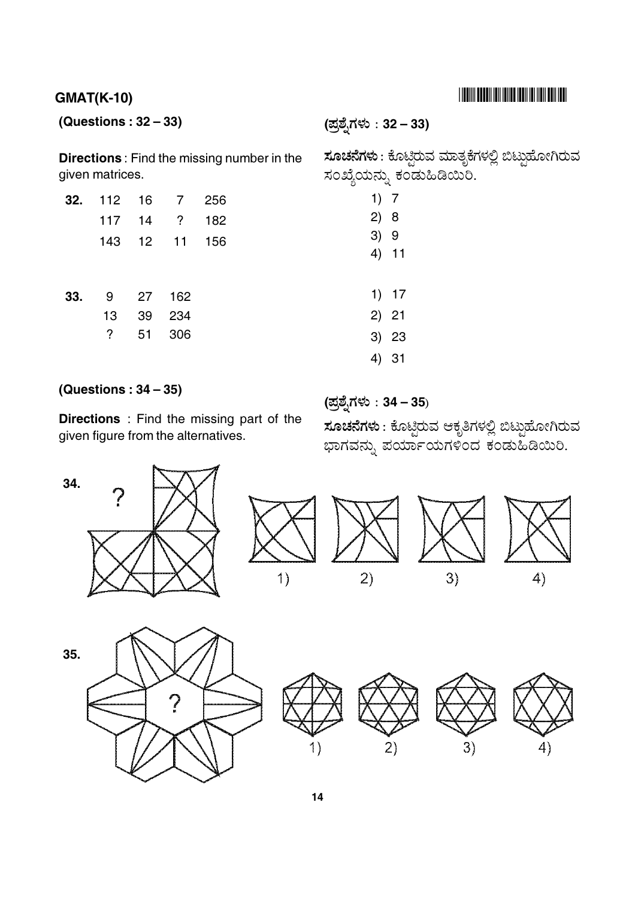**(Questions : 32 – 33)**

**Directions** : Find the missing number in the given matrices.

**(ಪ್ರಶ್ನೆಗಳು : 32 – 33)**

**ಸೂಚನೆಗಳು** : ಕೊಟ್ಟಿರುವ ಮಾತೃಕೆಗಳಲ್ಲಿ ಬಿಟ್ಟುಹೋಗಿರುವ ಸಂಖ್ಯೆಯನ್ನು ಕಂಡುಹಿಡಿಯಿರಿ.

**32.**

| | | | |
|---|---|---|---|
| 112 | 16 | 7 | 256 |
| 117 | 14 | ? | 182 |
| 143 | 12 | 11 | 156 |

1) 7
2) 8
3) 9
4) 11

**33.**

| | | |
|---|---|---|
| 9 | 27 | 162 |
| 13 | 39 | 234 |
| ? | 51 | 306 |

1) 17
2) 21
3) 23
4) 31

**(Questions : 34 – 35)**

**Directions** : Find the missing part of the given figure from the alternatives.

**(ಪ್ರಶ್ನೆಗಳು : 34 – 35)**

**ಸೂಚನೆಗಳು** : ಕೊಟ್ಟಿರುವ ಆಕೃತಿಗಳಲ್ಲಿ ಬಿಟ್ಟುಹೋಗಿರುವ ಭಾಗವನ್ನು ಪರ್ಯಾಯಗಳಿಂದ ಕಂಡುಹಿಡಿಯಿರಿ.

**34.** ?

1) 2) 3) 4)

**35.** ?

1) 2) 3) 4)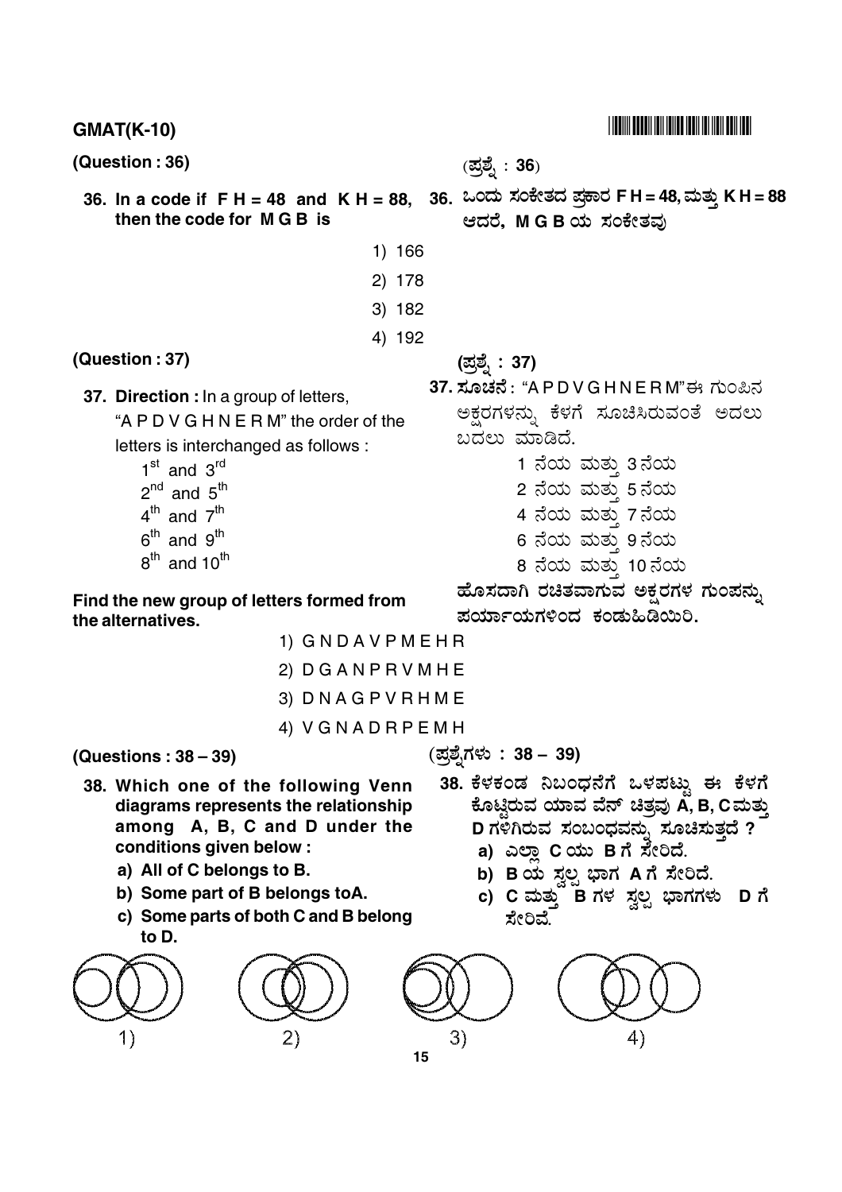**GMAT(K-10)**

**(Question : 36)**

(ಪ್ರಶ್ನೆ : **36**)

**36. In a code if F H = 48 and K H = 88, then the code for M G B is**

**36. ಒಂದು ಸಂಕೇತದ ಪ್ರಕಾರ F H = 48, ಮತ್ತು K H = 88 ಆದರೆ, M G B ಯ ಸಂಕೇತವು**

1) 166
2) 178
3) 182
4) 192

**(Question : 37)**

**(ಪ್ರಶ್ನೆ : 37)**

**37. Direction :** In a group of letters, "A P D V G H N E R M" the order of the letters is interchanged as follows :

- $1^{st}$ and $3^{rd}$
- $2^{nd}$ and $5^{th}$
- $4^{th}$ and $7^{th}$
- $6^{th}$ and $9^{th}$
- $8^{th}$ and $10^{th}$

**Find the new group of letters formed from the alternatives.**

**37. ಸೂಚನೆ :** "A P D V G H N E R M" ಈ ಗುಂಪಿನ ಅಕ್ಷರಗಳನ್ನು ಕೆಳಗೆ ಸೂಚಿಸಿರುವಂತೆ ಅದಲು ಬದಲು ಮಾಡಿದೆ.

- 1 ನೆಯ ಮತ್ತು 3 ನೆಯ
- 2 ನೆಯ ಮತ್ತು 5 ನೆಯ
- 4 ನೆಯ ಮತ್ತು 7 ನೆಯ
- 6 ನೆಯ ಮತ್ತು 9 ನೆಯ
- 8 ನೆಯ ಮತ್ತು 10 ನೆಯ

**ಹೊಸದಾಗಿ ರಚಿತವಾಗುವ ಅಕ್ಷರಗಳ ಗುಂಪನ್ನು ಪರ್ಯಾಯಗಳಿಂದ ಕಂಡುಹಿಡಿಯಿರಿ.**

1) G N D A V P M E H R
2) D G A N P R V M H E
3) D N A G P V R H M E
4) V G N A D R P E M H

**(Questions : 38 – 39)**

(ಪ್ರಶ್ನೆಗಳು : **38 – 39**)

**38. Which one of the following Venn diagrams represents the relationship among A, B, C and D under the conditions given below :**

**a) All of C belongs to B.**

**b) Some part of B belongs toA.**

**c) Some parts of both C and B belong to D.**

**38. ಕೆಳಕಂಡ ನಿಬಂಧನೆಗೆ ಒಳಪಟ್ಟು ಈ ಕೆಳಗೆ ಕೊಟ್ಟಿರುವ ಯಾವ ವೆನ್ ಚಿತ್ರವು A, B, C ಮತ್ತು D ಗಳಿಗಿರುವ ಸಂಬಂಧವನ್ನು ಸೂಚಿಸುತ್ತದೆ ?**

**a) ಎಲ್ಲಾ C ಯು B ಗೆ ಸೇರಿದೆ.**

**b) B ಯ ಸ್ವಲ್ಪ ಭಾಗ A ಗೆ ಸೇರಿದೆ.**

**c) C ಮತ್ತು B ಗಳ ಸ್ವಲ್ಪ ಭಾಗಗಳು D ಗೆ ಸೇರಿವೆ.**

1) 2) 3) 4)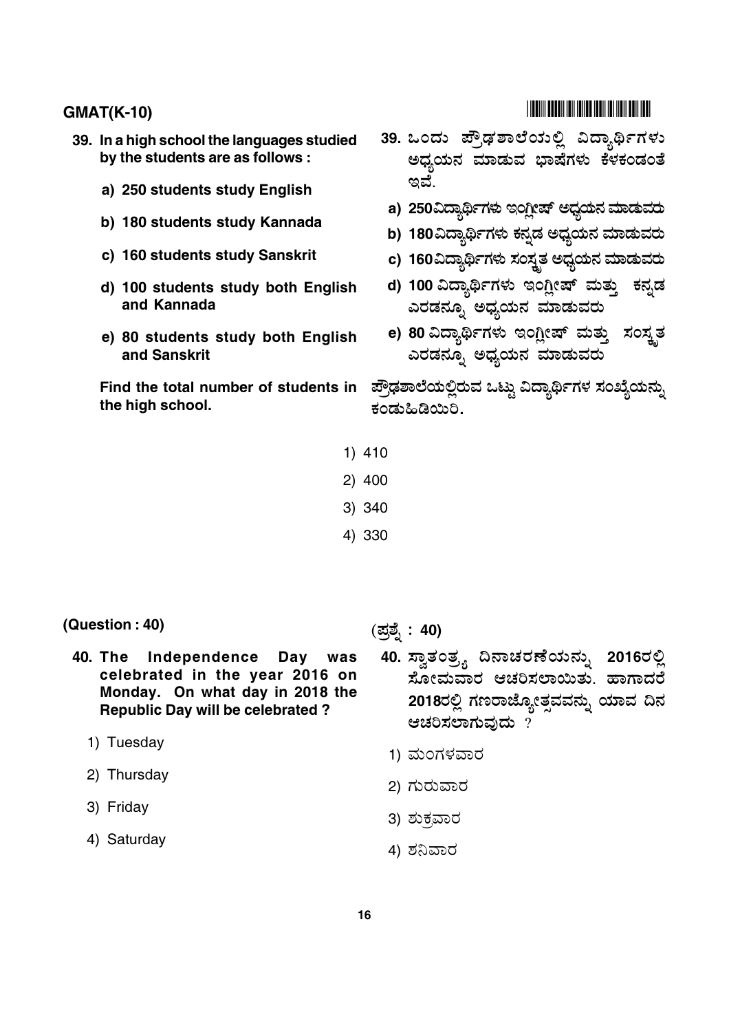**39. In a high school the languages studied by the students are as follows :**

**a) 250 students study English**

**b) 180 students study Kannada**

**c) 160 students study Sanskrit**

**d) 100 students study both English and Kannada**

**e) 80 students study both English and Sanskrit**

**Find the total number of students in the high school.**

**39. ಒಂದು ಪ್ರೌಢಶಾಲೆಯಲ್ಲಿ ವಿದ್ಯಾರ್ಥಿಗಳು ಅಧ್ಯಯನ ಮಾಡುವ ಭಾಷೆಗಳು ಕೆಳಕಂಡಂತೆ ಇವೆ.**

**a) 250 ವಿದ್ಯಾರ್ಥಿಗಳು ಇಂಗ್ಲೀಷ್ ಅಧ್ಯಯನ ಮಾಡುವರು**

**b) 180 ವಿದ್ಯಾರ್ಥಿಗಳು ಕನ್ನಡ ಅಧ್ಯಯನ ಮಾಡುವರು**

**c) 160 ವಿದ್ಯಾರ್ಥಿಗಳು ಸಂಸ್ಕೃತ ಅಧ್ಯಯನ ಮಾಡುವರು**

**d) 100 ವಿದ್ಯಾರ್ಥಿಗಳು ಇಂಗ್ಲೀಷ್ ಮತ್ತು ಕನ್ನಡ ಎರಡನ್ನೂ ಅಧ್ಯಯನ ಮಾಡುವರು**

**e) 80 ವಿದ್ಯಾರ್ಥಿಗಳು ಇಂಗ್ಲೀಷ್ ಮತ್ತು ಸಂಸ್ಕೃತ ಎರಡನ್ನೂ ಅಧ್ಯಯನ ಮಾಡುವರು**

**ಪ್ರೌಢಶಾಲೆಯಲ್ಲಿರುವ ಒಟ್ಟು ವಿದ್ಯಾರ್ಥಿಗಳ ಸಂಖ್ಯೆಯನ್ನು ಕಂಡುಹಿಡಿಯಿರಿ.**

1) 410

2) 400

3) 340

4) 330

**(Question : 40)**

**40. The Independence Day was celebrated in the year 2016 on Monday. On what day in 2018 the Republic Day will be celebrated ?**

1) Tuesday

2) Thursday

3) Friday

4) Saturday

(ಪ್ರಶ್ನೆ : 40)

**40. ಸ್ವಾತಂತ್ರ್ಯ ದಿನಾಚರಣೆಯನ್ನು 2016ರಲ್ಲಿ ಸೋಮವಾರ ಆಚರಿಸಲಾಯಿತು. ಹಾಗಾದರೆ 2018ರಲ್ಲಿ ಗಣರಾಜ್ಯೋತ್ಸವವನ್ನು ಯಾವ ದಿನ ಆಚರಿಸಲಾಗುವುದು ?**

1) ಮಂಗಳವಾರ

2) ಗುರುವಾರ

3) ಶುಕ್ರವಾರ

4) ಶನಿವಾರ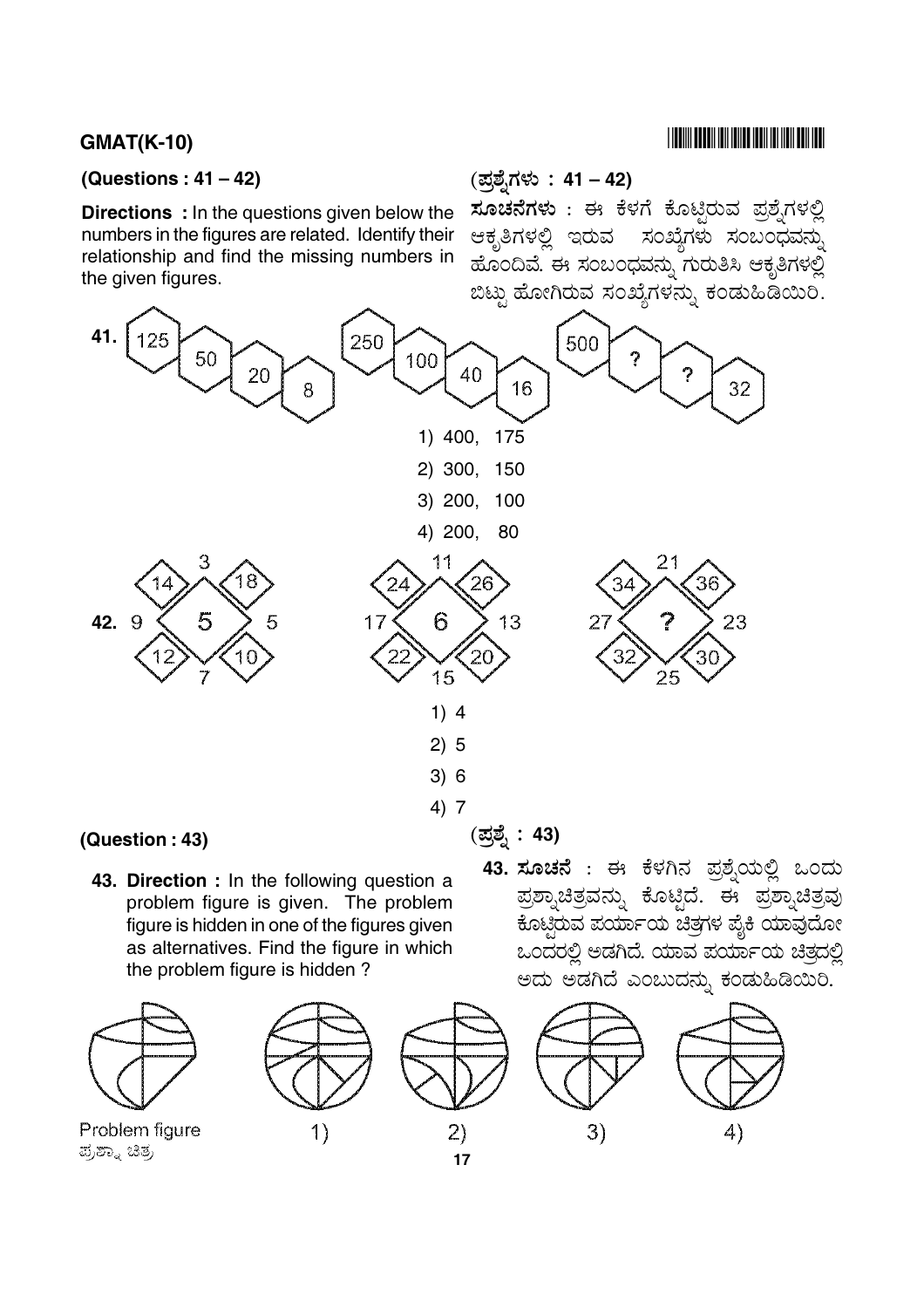**(Questions : 41 – 42)**

**Directions :** In the questions given below the numbers in the figures are related. Identify their relationship and find the missing numbers in the given figures.

**(ಪ್ರಶ್ನೆಗಳು : 41 – 42)**

**ಸೂಚನೆಗಳು :** ಈ ಕೆಳಗೆ ಕೊಟ್ಟಿರುವ ಪ್ರಶ್ನೆಗಳಲ್ಲಿ ಆಕೃತಿಗಳಲ್ಲಿ ಇರುವ ಸಂಖ್ಯೆಗಳು ಸಂಬಂಧವನ್ನು ಹೊಂದಿವೆ. ಈ ಸಂಬಂಧವನ್ನು ಗುರುತಿಸಿ ಆಕೃತಿಗಳಲ್ಲಿ ಬಿಟ್ಟು ಹೋಗಿರುವ ಸಂಖ್ಯೆಗಳನ್ನು ಕಂಡುಹಿಡಿಯಿರಿ.

**41.** 125, 50, 20, 8 | 250, 100, 40, 16 | 500, ?, ?, 32

1) 400, 175
2) 300, 150
3) 200, 100
4) 200, 80

**42.**

Figure 1: top 3, left 9, right 5, bottom 7; corners 14, 18, 12, 10; centre 5

Figure 2: top 11, left 17, right 13, bottom 15; corners 24, 26, 22, 20; centre 6

Figure 3: top 21, left 27, right 23, bottom 25; corners 34, 36, 32, 30; centre ?

1) 4
2) 5
3) 6
4) 7

**(Question : 43)**

**43. Direction :** In the following question a problem figure is given. The problem figure is hidden in one of the figures given as alternatives. Find the figure in which the problem figure is hidden ?

**(ಪ್ರಶ್ನೆ : 43)**

**43. ಸೂಚನೆ :** ಈ ಕೆಳಗಿನ ಪ್ರಶ್ನೆಯಲ್ಲಿ ಒಂದು ಪ್ರಶ್ನಾಚಿತ್ರವನ್ನು ಕೊಟ್ಟಿದೆ. ಈ ಪ್ರಶ್ನಾಚಿತ್ರವು ಕೊಟ್ಟಿರುವ ಪರ್ಯಾಯ ಚಿತ್ರಗಳ ಪೈಕಿ ಯಾವುದೋ ಒಂದರಲ್ಲಿ ಅಡಗಿದೆ. ಯಾವ ಪರ್ಯಾಯ ಚಿತ್ರದಲ್ಲಿ ಅದು ಅಡಗಿದೆ ಎಂಬುದನ್ನು ಕಂಡುಹಿಡಿಯಿರಿ.

Problem figure / ಪ್ರಶ್ನಾ ಚಿತ್ರ

1) 2) 3) 4)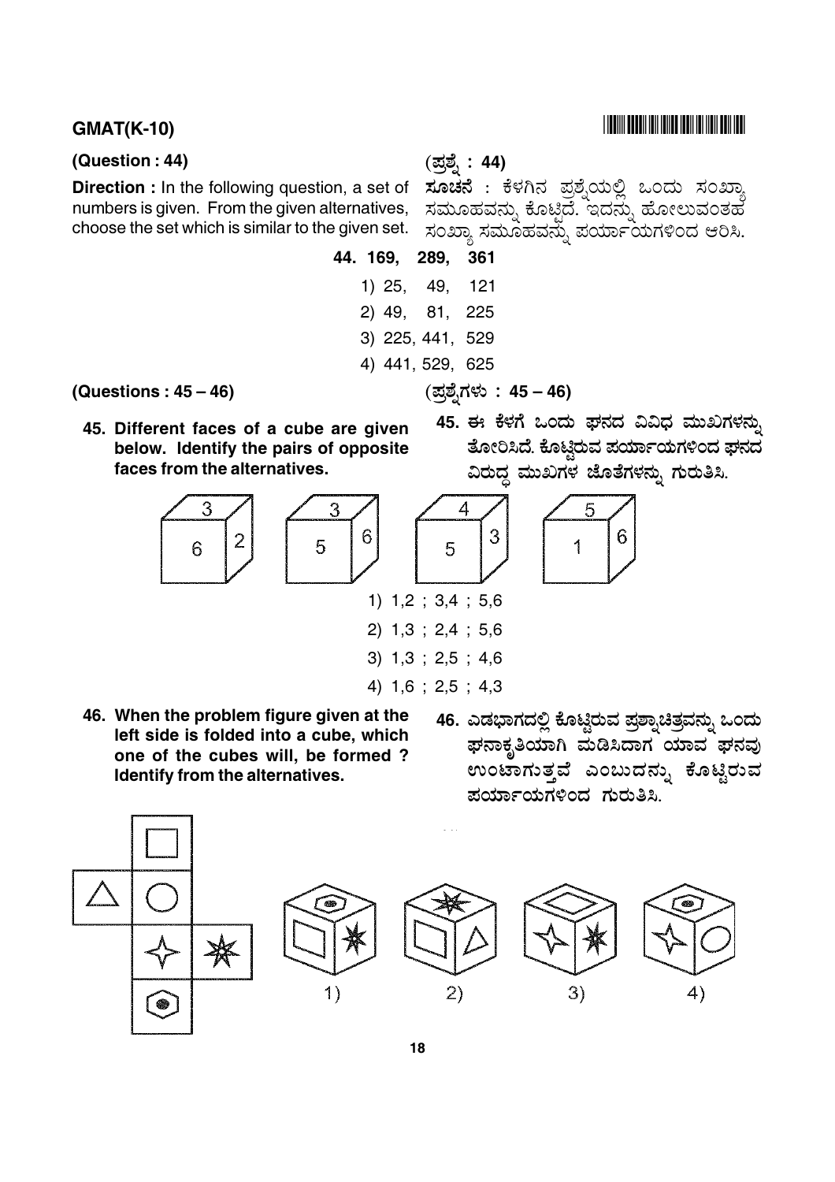**(Question : 44)**

**Direction :** In the following question, a set of numbers is given. From the given alternatives, choose the set which is similar to the given set.

**(ಪ್ರಶ್ನೆ : 44)**

**ಸೂಚನೆ** : ಕೆಳಗಿನ ಪ್ರಶ್ನೆಯಲ್ಲಿ ಒಂದು ಸಂಖ್ಯಾ ಸಮೂಹವನ್ನು ಕೊಟ್ಟಿದೆ. ಇದನ್ನು ಹೋಲುವಂತಹ ಸಂಖ್ಯಾ ಸಮೂಹವನ್ನು ಪರ್ಯಾಯಗಳಿಂದ ಆರಿಸಿ.

**44. 169, 289, 361**

1) 25, 49, 121
2) 49, 81, 225
3) 225, 441, 529
4) 441, 529, 625

**(Questions : 45 – 46)**

**(ಪ್ರಶ್ನೆಗಳು : 45 – 46)**

**45. Different faces of a cube are given below. Identify the pairs of opposite faces from the alternatives.**

**45. ಈ ಕೆಳಗೆ ಒಂದು ಘನದ ವಿವಿಧ ಮುಖಗಳನ್ನು ತೋರಿಸಿದೆ. ಕೊಟ್ಟಿರುವ ಪರ್ಯಾಯಗಳಿಂದ ಘನದ ವಿರುದ್ಧ ಮುಖಗಳ ಜೊತೆಗಳನ್ನು ಗುರುತಿಸಿ.**

1) 1,2 ; 3,4 ; 5,6
2) 1,3 ; 2,4 ; 5,6
3) 1,3 ; 2,5 ; 4,6
4) 1,6 ; 2,5 ; 4,3

**46. When the problem figure given at the left side is folded into a cube, which one of the cubes will, be formed ? Identify from the alternatives.**

**46. ಎಡಭಾಗದಲ್ಲಿ ಕೊಟ್ಟಿರುವ ಪ್ರಶ್ನಾಚಿತ್ರವನ್ನು ಒಂದು ಘನಾಕೃತಿಯಾಗಿ ಮಡಿಸಿದಾಗ ಯಾವ ಘನವು ಉಂಟಾಗುತ್ತದೆ ಎಂಬುದನ್ನು ಕೊಟ್ಟಿರುವ ಪರ್ಯಾಯಗಳಿಂದ ಗುರುತಿಸಿ.**

1) 2) 3) 4)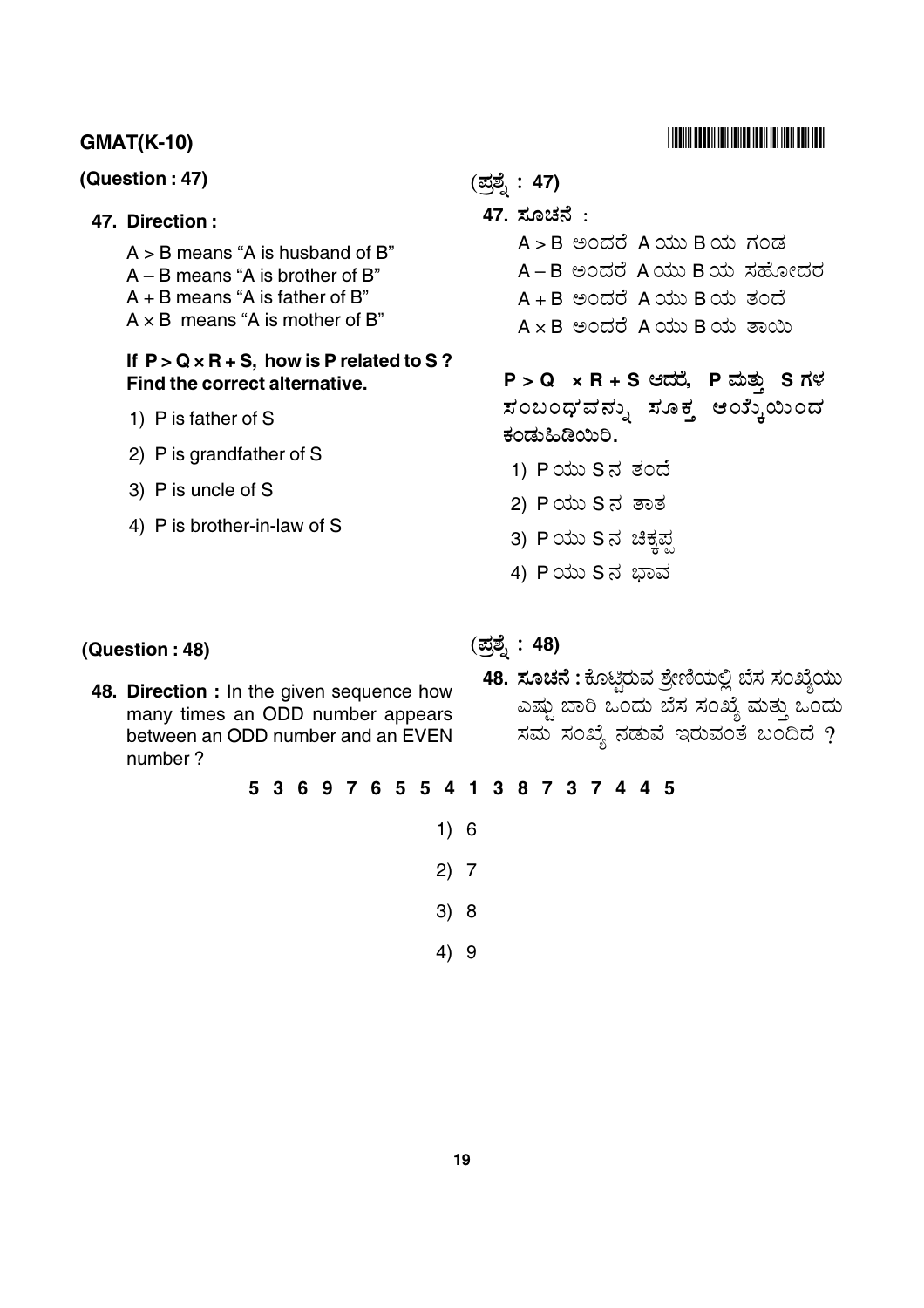**(Question : 47)**

**47. Direction :**

A > B means "A is husband of B"
A – B means "A is brother of B"
A + B means "A is father of B"
A × B means "A is mother of B"

**If P > Q × R + S, how is P related to S ? Find the correct alternative.**

1) P is father of S
2) P is grandfather of S
3) P is uncle of S
4) P is brother-in-law of S

**(ಪ್ರಶ್ನೆ : 47)**

**47. ಸೂಚನೆ :**

A > B ಅಂದರೆ A ಯು B ಯ ಗಂಡ
A – B ಅಂದರೆ A ಯು B ಯ ಸಹೋದರ
A + B ಅಂದರೆ A ಯು B ಯ ತಂದೆ
A × B ಅಂದರೆ A ಯು B ಯ ತಾಯಿ

**P > Q × R + S ಆದರೆ, P ಮತ್ತು S ಗಳ ಸಂಬಂಧವನ್ನು ಸೂಕ್ತ ಆಯ್ಕೆಯಿಂದ ಕಂಡುಹಿಡಿಯಿರಿ.**

1) P ಯು S ನ ತಂದೆ
2) P ಯು S ನ ತಾತ
3) P ಯು S ನ ಚಿಕ್ಕಪ್ಪ
4) P ಯು S ನ ಭಾವ

**(Question : 48)**

**48. Direction :** In the given sequence how many times an ODD number appears between an ODD number and an EVEN number ?

**(ಪ್ರಶ್ನೆ : 48)**

**48. ಸೂಚನೆ :** ಕೊಟ್ಟಿರುವ ಶ್ರೇಣಿಯಲ್ಲಿ ಬೆಸ ಸಂಖ್ಯೆಯು ಎಷ್ಟು ಬಾರಿ ಒಂದು ಬೆಸ ಸಂಖ್ಯೆ ಮತ್ತು ಒಂದು ಸಮ ಸಂಖ್ಯೆ ನಡುವೆ ಇರುವಂತೆ ಬಂದಿದೆ ?

**5 3 6 9 7 6 5 5 4 1 3 8 7 3 7 4 4 5**

1) 6
2) 7
3) 8
4) 9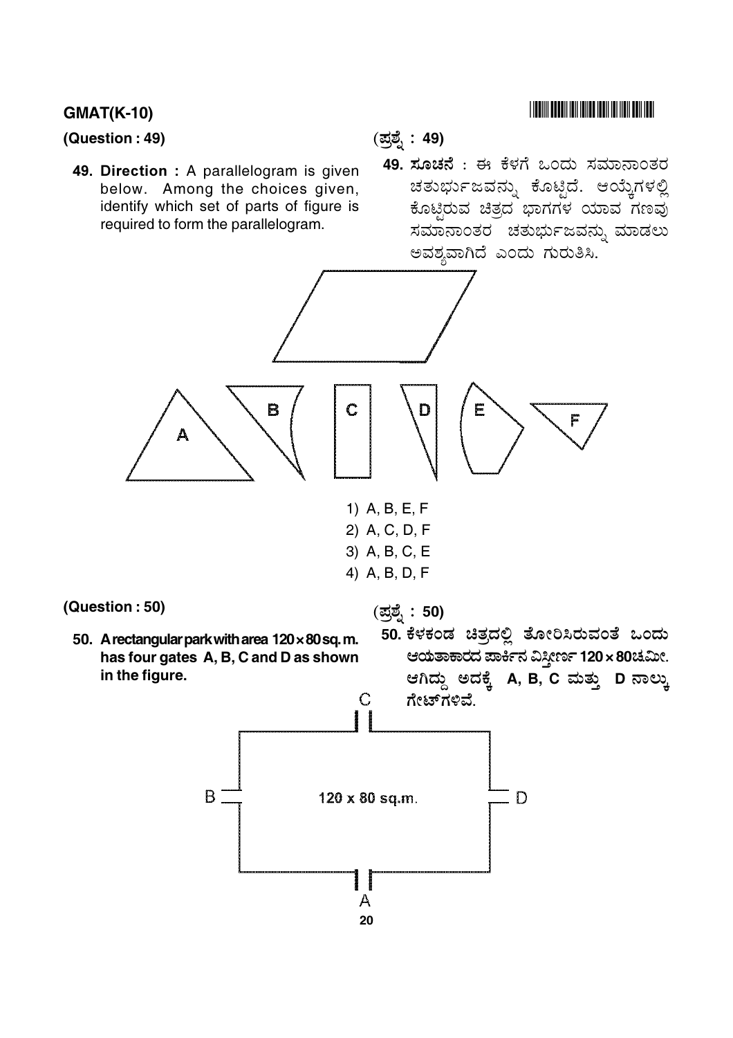**GMAT(K-10)**

**(Question : 49)**

**49. Direction :** A parallelogram is given below. Among the choices given, identify which set of parts of figure is required to form the parallelogram.

(ಪ್ರಶ್ನೆ : 49)

**49. ಸೂಚನೆ** : ಈ ಕೆಳಗೆ ಒಂದು ಸಮಾನಾಂತರ ಚತುರ್ಭುಜವನ್ನು ಕೊಟ್ಟಿದೆ. ಆಯ್ಕೆಗಳಲ್ಲಿ ಕೊಟ್ಟಿರುವ ಚಿತ್ರದ ಭಾಗಗಳ ಯಾವ ಗಣವು ಸಮಾನಾಂತರ ಚತುರ್ಭುಜವನ್ನು ಮಾಡಲು ಅವಶ್ಯವಾಗಿದೆ ಎಂದು ಗುರುತಿಸಿ.

A B C D E F

1) A, B, E, F
2) A, C, D, F
3) A, B, C, E
4) A, B, D, F

**(Question : 50)**

**50. A rectangular park with area 120 × 80 sq. m. has four gates A, B, C and D as shown in the figure.**

(ಪ್ರಶ್ನೆ : 50)

**50. ಕೆಳಕಂಡ ಚಿತ್ರದಲ್ಲಿ ತೋರಿಸಿರುವಂತೆ ಒಂದು ಆಯತಾಕಾರದ ಪಾರ್ಕಿನ ವಿಸ್ತೀರ್ಣ 120 × 80ಚ.ಮೀ. ಆಗಿದ್ದು ಅದಕ್ಕೆ A, B, C ಮತ್ತು D ನಾಲ್ಕು ಗೇಟ್‌ಗಳಿವೆ.**

C

B 120 x 80 sq.m. D

A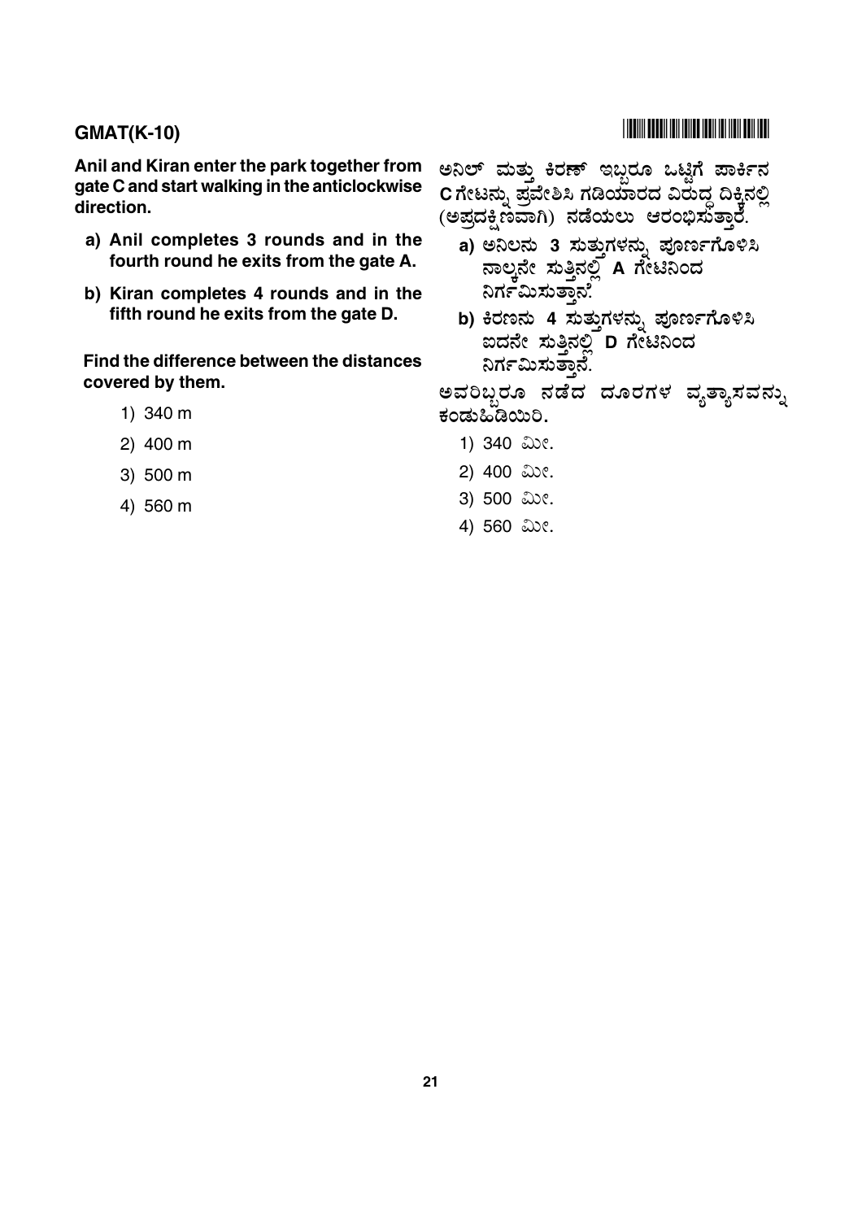**GMAT(K-10)**

**Anil and Kiran enter the park together from gate C and start walking in the anticlockwise direction.**

**a) Anil completes 3 rounds and in the fourth round he exits from the gate A.**

**b) Kiran completes 4 rounds and in the fifth round he exits from the gate D.**

**Find the difference between the distances covered by them.**

1) 340 m
2) 400 m
3) 500 m
4) 560 m

**ಅನಿಲ್ ಮತ್ತು ಕಿರಣ್ ಇಬ್ಬರೂ ಒಟ್ಟಿಗೆ ಪಾರ್ಕಿನ C ಗೇಟನ್ನು ಪ್ರವೇಶಿಸಿ ಗಡಿಯಾರದ ವಿರುದ್ಧ ದಿಕ್ಕಿನಲ್ಲಿ (ಅಪ್ರದಕ್ಷಿಣವಾಗಿ) ನಡೆಯಲು ಆರಂಭಿಸುತ್ತಾರೆ.**

**a) ಅನಿಲನು 3 ಸುತ್ತುಗಳನ್ನು ಪೂರ್ಣಗೊಳಿಸಿ ನಾಲ್ಕನೇ ಸುತ್ತಿನಲ್ಲಿ A ಗೇಟಿನಿಂದ ನಿರ್ಗಮಿಸುತ್ತಾನೆ.**

**b) ಕಿರಣನು 4 ಸುತ್ತುಗಳನ್ನು ಪೂರ್ಣಗೊಳಿಸಿ ಐದನೇ ಸುತ್ತಿನಲ್ಲಿ D ಗೇಟಿನಿಂದ ನಿರ್ಗಮಿಸುತ್ತಾನೆ.**

**ಅವರಿಬ್ಬರೂ ನಡೆದ ದೂರಗಳ ವ್ಯತ್ಯಾಸವನ್ನು ಕಂಡುಹಿಡಿಯಿರಿ.**

1) 340 ಮೀ.
2) 400 ಮೀ.
3) 500 ಮೀ.
4) 560 ಮೀ.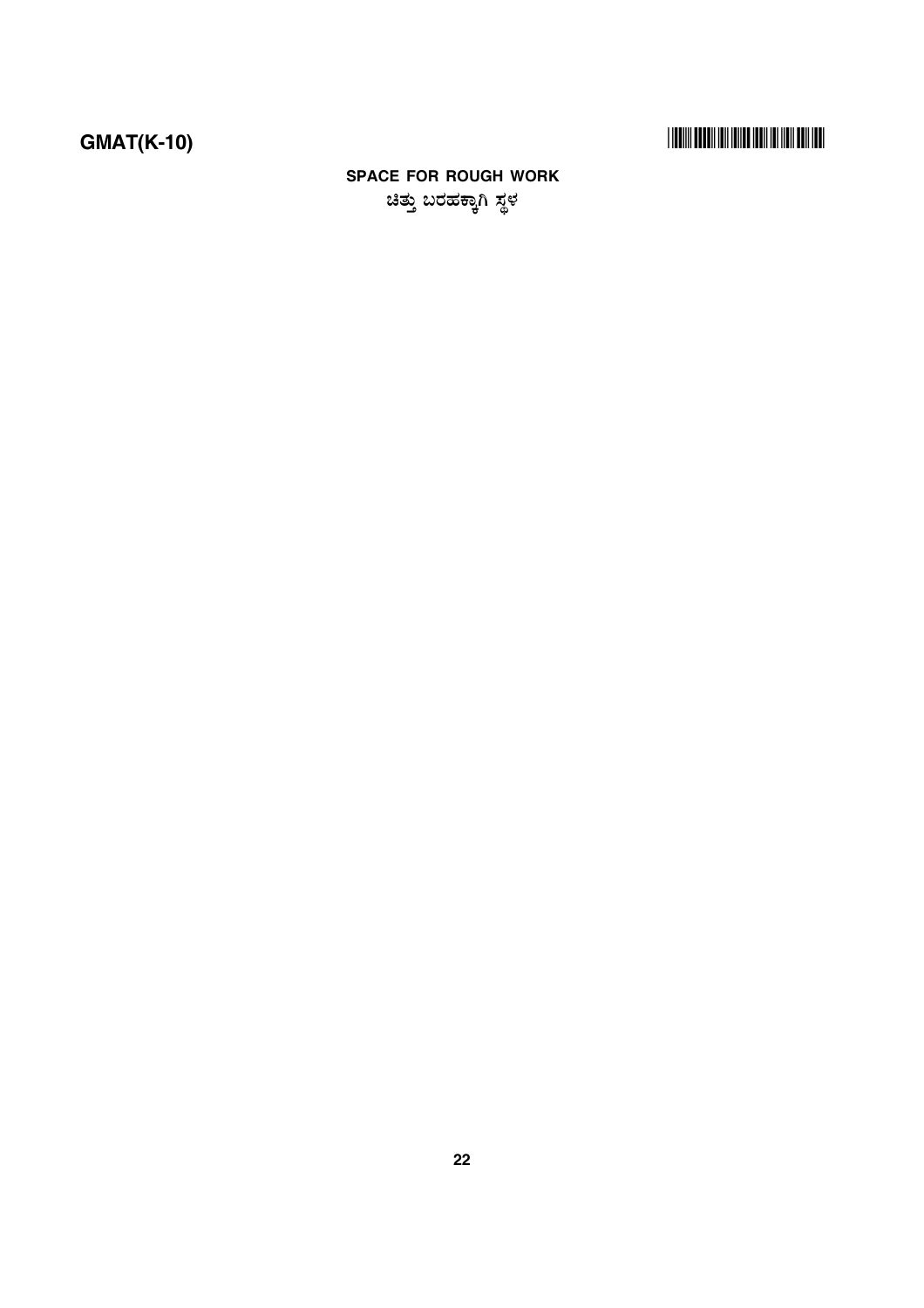**SPACE FOR ROUGH WORK**

**ಚಿತ್ತು ಬರಹಕ್ಕಾಗಿ ಸ್ಥಳ**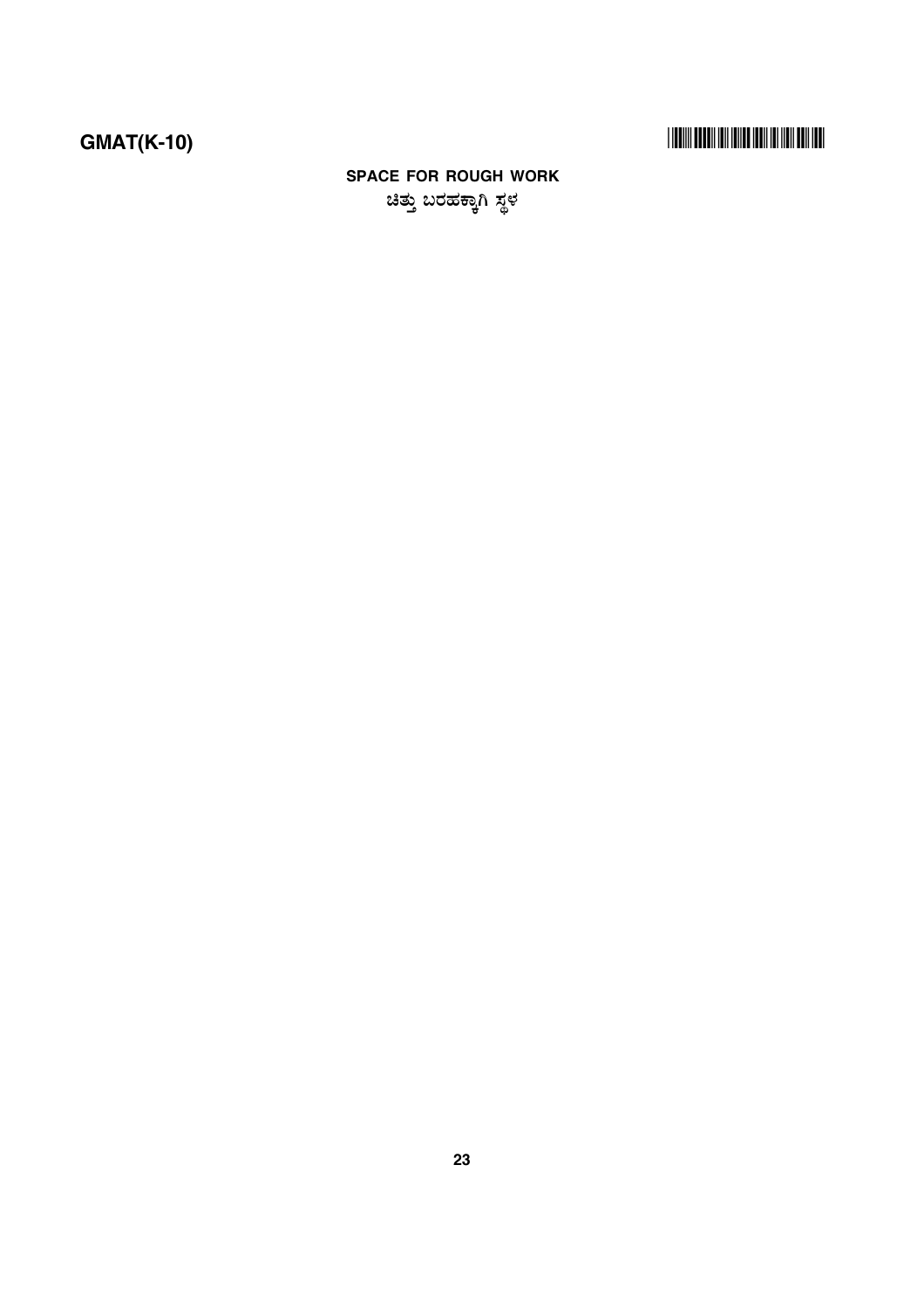**SPACE FOR ROUGH WORK**

**ಚಿತ್ತು ಬರಹಕ್ಕಾಗಿ ಸ್ಥಳ**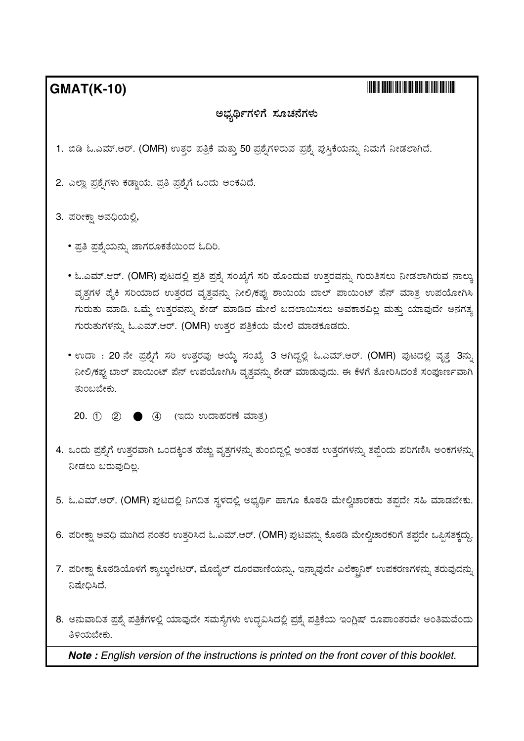**GMAT(K-10)**

## ಅಭ್ಯರ್ಥಿಗಳಿಗೆ ಸೂಚನೆಗಳು

1. ಬಿಡಿ ಓ.ಎಮ್.ಆರ್. (OMR) ಉತ್ತರ ಪತ್ರಿಕೆ ಮತ್ತು 50 ಪ್ರಶ್ನೆಗಳಿರುವ ಪ್ರಶ್ನೆ ಪುಸ್ತಿಕೆಯನ್ನು ನಿಮಗೆ ನೀಡಲಾಗಿದೆ.

2. ಎಲ್ಲಾ ಪ್ರಶ್ನೆಗಳು ಕಡ್ಡಾಯ. ಪ್ರತಿ ಪ್ರಶ್ನೆಗೆ ಒಂದು ಅಂಕವಿದೆ.

3. ಪರೀಕ್ಷಾ ಅವಧಿಯಲ್ಲಿ,

   - ಪ್ರತಿ ಪ್ರಶ್ನೆಯನ್ನು ಜಾಗರೂಕತೆಯಿಂದ ಓದಿರಿ.

   - ಓ.ಎಮ್.ಆರ್. (OMR) ಪುಟದಲ್ಲಿ ಪ್ರತಿ ಪ್ರಶ್ನೆ ಸಂಖ್ಯೆಗೆ ಸರಿ ಹೊಂದುವ ಉತ್ತರವನ್ನು ಗುರುತಿಸಲು ನೀಡಲಾಗಿರುವ ನಾಲ್ಕು ವೃತ್ತಗಳ ಪೈಕಿ ಸರಿಯಾದ ಉತ್ತರದ ವೃತ್ತವನ್ನು ನೀಲಿ/ಕಪ್ಪು ಶಾಯಿಯ ಬಾಲ್ ಪಾಯಿಂಟ್ ಪೆನ್ ಮಾತ್ರ ಉಪಯೋಗಿಸಿ ಗುರುತು ಮಾಡಿ. ಒಮ್ಮೆ ಉತ್ತರವನ್ನು ಶೇಡ್ ಮಾಡಿದ ಮೇಲೆ ಬದಲಾಯಿಸಲು ಅವಕಾಶವಿಲ್ಲ ಮತ್ತು ಯಾವುದೇ ಅನಗತ್ಯ ಗುರುತುಗಳನ್ನು ಓ.ಎಮ್.ಆರ್. (OMR) ಉತ್ತರ ಪತ್ರಿಕೆಯ ಮೇಲೆ ಮಾಡಕೂಡದು.

   - ಉದಾ : 20 ನೇ ಪ್ರಶ್ನೆಗೆ ಸರಿ ಉತ್ತರವು ಆಯ್ಕೆ ಸಂಖ್ಯೆ 3 ಆಗಿದ್ದಲ್ಲಿ ಓ.ಎಮ್.ಆರ್. (OMR) ಪುಟದಲ್ಲಿ ವೃತ್ತ 3ನ್ನು ನೀಲಿ/ಕಪ್ಪು ಬಾಲ್ ಪಾಯಿಂಟ್ ಪೆನ್ ಉಪಯೋಗಿಸಿ ವೃತ್ತವನ್ನು ಶೇಡ್ ಮಾಡುವುದು. ಈ ಕೆಳಗೆ ತೋರಿಸಿದಂತೆ ಸಂಪೂರ್ಣವಾಗಿ ತುಂಬಬೇಕು.

   20. ① ② ● ④ (ಇದು ಉದಾಹರಣೆ ಮಾತ್ರ)

4. ಒಂದು ಪ್ರಶ್ನೆಗೆ ಉತ್ತರವಾಗಿ ಒಂದಕ್ಕಿಂತ ಹೆಚ್ಚು ವೃತ್ತಗಳನ್ನು ತುಂಬಿದ್ದಲ್ಲಿ ಅಂತಹ ಉತ್ತರಗಳನ್ನು ತಪ್ಪೆಂದು ಪರಿಗಣಿಸಿ ಅಂಕಗಳನ್ನು ನೀಡಲು ಬರುವುದಿಲ್ಲ.

5. ಓ.ಎಮ್.ಆರ್. (OMR) ಪುಟದಲ್ಲಿ ನಿಗದಿತ ಸ್ಥಳದಲ್ಲಿ ಅಭ್ಯರ್ಥಿ ಹಾಗೂ ಕೊಠಡಿ ಮೇಲ್ವಿಚಾರಕರು ತಪ್ಪದೇ ಸಹಿ ಮಾಡಬೇಕು.

6. ಪರೀಕ್ಷಾ ಅವಧಿ ಮುಗಿದ ನಂತರ ಉತ್ತರಿಸಿದ ಓ.ಎಮ್.ಆರ್. (OMR) ಪುಟವನ್ನು ಕೊಠಡಿ ಮೇಲ್ವಿಚಾರಕರಿಗೆ ತಪ್ಪದೇ ಒಪ್ಪಿಸತಕ್ಕದ್ದು.

7. ಪರೀಕ್ಷಾ ಕೊಠಡಿಯೊಳಗೆ ಕ್ಯಾಲ್ಕುಲೇಟರ್, ಮೊಬೈಲ್ ದೂರವಾಣಿಯನ್ನು, ಇನ್ನಾವುದೇ ಎಲೆಕ್ಟ್ರಾನಿಕ್ ಉಪಕರಣಗಳನ್ನು ತರುವುದನ್ನು ನಿಷೇಧಿಸಿದೆ.

8. ಅನುವಾದಿತ ಪ್ರಶ್ನೆ ಪತ್ರಿಕೆಗಳಲ್ಲಿ ಯಾವುದೇ ಸಮಸ್ಯೆಗಳು ಉದ್ಭವಿಸಿದಲ್ಲಿ ಪ್ರಶ್ನೆ ಪತ್ರಿಕೆಯ ಇಂಗ್ಲಿಷ್ ರೂಪಾಂತರವೇ ಅಂತಿಮವೆಂದು ತಿಳಿಯಬೇಕು.

***Note :** English version of the instructions is printed on the front cover of this booklet.*